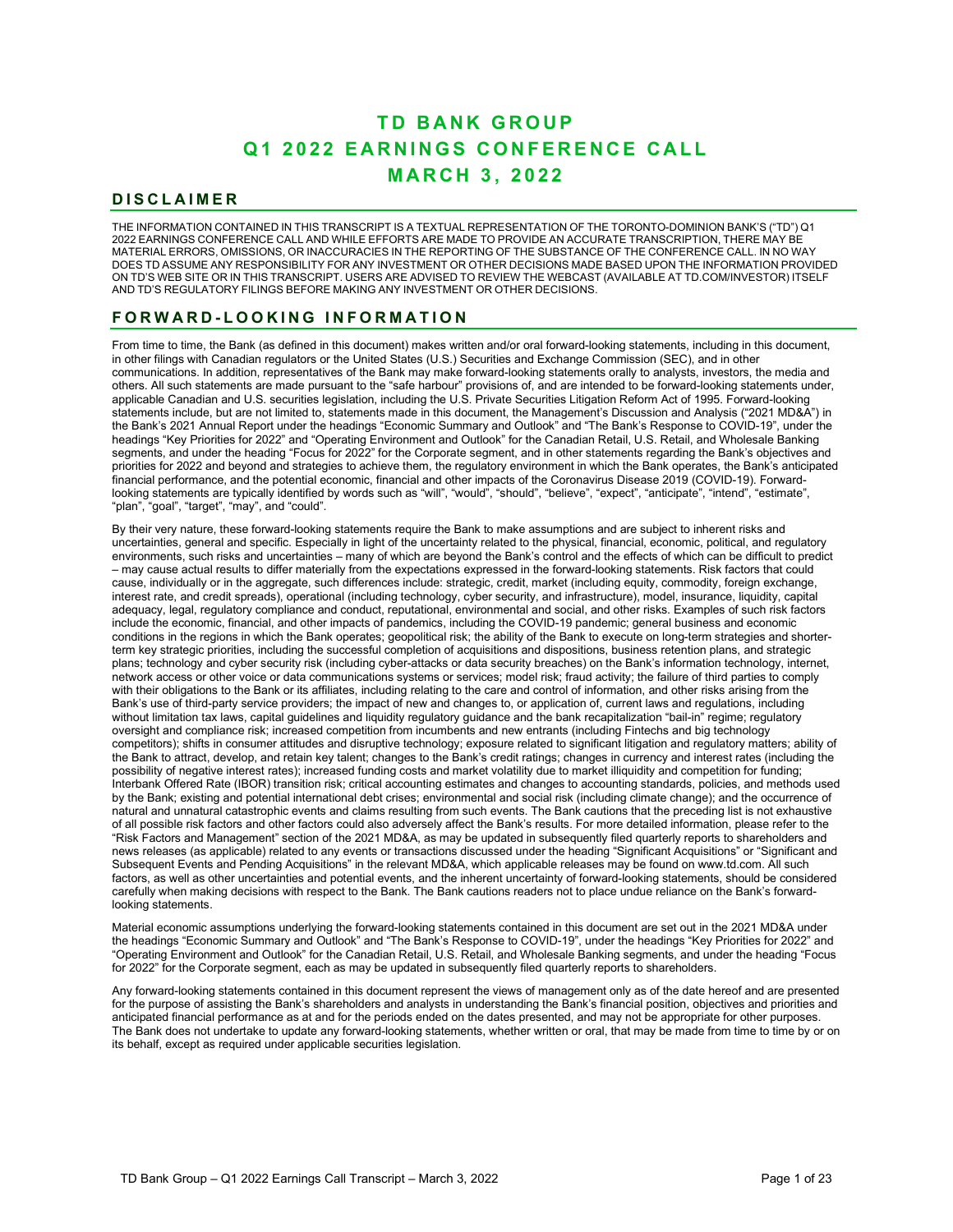# TD BANK GROUP
# Q1 2022 EARNINGS CONFERENCE CALL
# MARCH 3, 2022

## DISCLAIMER

THE INFORMATION CONTAINED IN THIS TRANSCRIPT IS A TEXTUAL REPRESENTATION OF THE TORONTO-DOMINION BANK'S ("TD") Q1 2022 EARNINGS CONFERENCE CALL AND WHILE EFFORTS ARE MADE TO PROVIDE AN ACCURATE TRANSCRIPTION, THERE MAY BE MATERIAL ERRORS, OMISSIONS, OR INACCURACIES IN THE REPORTING OF THE SUBSTANCE OF THE CONFERENCE CALL. IN NO WAY DOES TD ASSUME ANY RESPONSIBILITY FOR ANY INVESTMENT OR OTHER DECISIONS MADE BASED UPON THE INFORMATION PROVIDED ON TD'S WEB SITE OR IN THIS TRANSCRIPT. USERS ARE ADVISED TO REVIEW THE WEBCAST (AVAILABLE AT TD.COM/INVESTOR) ITSELF AND TD'S REGULATORY FILINGS BEFORE MAKING ANY INVESTMENT OR OTHER DECISIONS.

## FORWARD-LOOKING INFORMATION

From time to time, the Bank (as defined in this document) makes written and/or oral forward-looking statements, including in this document, in other filings with Canadian regulators or the United States (U.S.) Securities and Exchange Commission (SEC), and in other communications. In addition, representatives of the Bank may make forward-looking statements orally to analysts, investors, the media and others. All such statements are made pursuant to the "safe harbour" provisions of, and are intended to be forward-looking statements under, applicable Canadian and U.S. securities legislation, including the U.S. Private Securities Litigation Reform Act of 1995. Forward-looking statements include, but are not limited to, statements made in this document, the Management's Discussion and Analysis ("2021 MD&A") in the Bank's 2021 Annual Report under the headings "Economic Summary and Outlook" and "The Bank's Response to COVID-19", under the headings "Key Priorities for 2022" and "Operating Environment and Outlook" for the Canadian Retail, U.S. Retail, and Wholesale Banking segments, and under the heading "Focus for 2022" for the Corporate segment, and in other statements regarding the Bank's objectives and priorities for 2022 and beyond and strategies to achieve them, the regulatory environment in which the Bank operates, the Bank's anticipated financial performance, and the potential economic, financial and other impacts of the Coronavirus Disease 2019 (COVID-19). Forward-looking statements are typically identified by words such as "will", "would", "should", "believe", "expect", "anticipate", "intend", "estimate", "plan", "goal", "target", "may", and "could".

By their very nature, these forward-looking statements require the Bank to make assumptions and are subject to inherent risks and uncertainties, general and specific. Especially in light of the uncertainty related to the physical, financial, economic, political, and regulatory environments, such risks and uncertainties – many of which are beyond the Bank's control and the effects of which can be difficult to predict – may cause actual results to differ materially from the expectations expressed in the forward-looking statements. Risk factors that could cause, individually or in the aggregate, such differences include: strategic, credit, market (including equity, commodity, foreign exchange, interest rate, and credit spreads), operational (including technology, cyber security, and infrastructure), model, insurance, liquidity, capital adequacy, legal, regulatory compliance and conduct, reputational, environmental and social, and other risks. Examples of such risk factors include the economic, financial, and other impacts of pandemics, including the COVID-19 pandemic; general business and economic conditions in the regions in which the Bank operates; geopolitical risk; the ability of the Bank to execute on long-term strategies and shorter-term key strategic priorities, including the successful completion of acquisitions and dispositions, business retention plans, and strategic plans; technology and cyber security risk (including cyber-attacks or data security breaches) on the Bank's information technology, internet, network access or other voice or data communications systems or services; model risk; fraud activity; the failure of third parties to comply with their obligations to the Bank or its affiliates, including relating to the care and control of information, and other risks arising from the Bank's use of third-party service providers; the impact of new and changes to, or application of, current laws and regulations, including without limitation tax laws, capital guidelines and liquidity regulatory guidance and the bank recapitalization "bail-in" regime; regulatory oversight and compliance risk; increased competition from incumbents and new entrants (including Fintechs and big technology competitors); shifts in consumer attitudes and disruptive technology; exposure related to significant litigation and regulatory matters; ability of the Bank to attract, develop, and retain key talent; changes to the Bank's credit ratings; changes in currency and interest rates (including the possibility of negative interest rates); increased funding costs and market volatility due to market illiquidity and competition for funding; Interbank Offered Rate (IBOR) transition risk; critical accounting estimates and changes to accounting standards, policies, and methods used by the Bank; existing and potential international debt crises; environmental and social risk (including climate change); and the occurrence of natural and unnatural catastrophic events and claims resulting from such events. The Bank cautions that the preceding list is not exhaustive of all possible risk factors and other factors could also adversely affect the Bank's results. For more detailed information, please refer to the "Risk Factors and Management" section of the 2021 MD&A, as may be updated in subsequently filed quarterly reports to shareholders and news releases (as applicable) related to any events or transactions discussed under the heading "Significant Acquisitions" or "Significant and Subsequent Events and Pending Acquisitions" in the relevant MD&A, which applicable releases may be found on www.td.com. All such factors, as well as other uncertainties and potential events, and the inherent uncertainty of forward-looking statements, should be considered carefully when making decisions with respect to the Bank. The Bank cautions readers not to place undue reliance on the Bank's forward-looking statements.

Material economic assumptions underlying the forward-looking statements contained in this document are set out in the 2021 MD&A under the headings "Economic Summary and Outlook" and "The Bank's Response to COVID-19", under the headings "Key Priorities for 2022" and "Operating Environment and Outlook" for the Canadian Retail, U.S. Retail, and Wholesale Banking segments, and under the heading "Focus for 2022" for the Corporate segment, each as may be updated in subsequently filed quarterly reports to shareholders.

Any forward-looking statements contained in this document represent the views of management only as of the date hereof and are presented for the purpose of assisting the Bank's shareholders and analysts in understanding the Bank's financial position, objectives and priorities and anticipated financial performance as at and for the periods ended on the dates presented, and may not be appropriate for other purposes. The Bank does not undertake to update any forward-looking statements, whether written or oral, that may be made from time to time by or on its behalf, except as required under applicable securities legislation.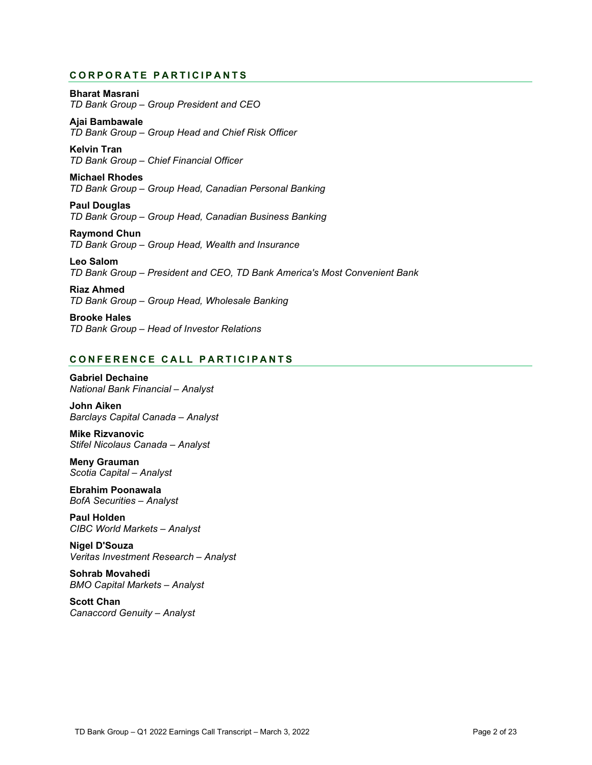## CORPORATE PARTICIPANTS

**Bharat Masrani**
*TD Bank Group – Group President and CEO*

**Ajai Bambawale**
*TD Bank Group – Group Head and Chief Risk Officer*

**Kelvin Tran**
*TD Bank Group – Chief Financial Officer*

**Michael Rhodes**
*TD Bank Group – Group Head, Canadian Personal Banking*

**Paul Douglas**
*TD Bank Group – Group Head, Canadian Business Banking*

**Raymond Chun**
*TD Bank Group – Group Head, Wealth and Insurance*

**Leo Salom**
*TD Bank Group – President and CEO, TD Bank America's Most Convenient Bank*

**Riaz Ahmed**
*TD Bank Group – Group Head, Wholesale Banking*

**Brooke Hales**
*TD Bank Group – Head of Investor Relations*

## CONFERENCE CALL PARTICIPANTS

**Gabriel Dechaine**
*National Bank Financial – Analyst*

**John Aiken**
*Barclays Capital Canada – Analyst*

**Mike Rizvanovic**
*Stifel Nicolaus Canada – Analyst*

**Meny Grauman**
*Scotia Capital – Analyst*

**Ebrahim Poonawala**
*BofA Securities – Analyst*

**Paul Holden**
*CIBC World Markets – Analyst*

**Nigel D'Souza**
*Veritas Investment Research – Analyst*

**Sohrab Movahedi**
*BMO Capital Markets – Analyst*

**Scott Chan**
*Canaccord Genuity – Analyst*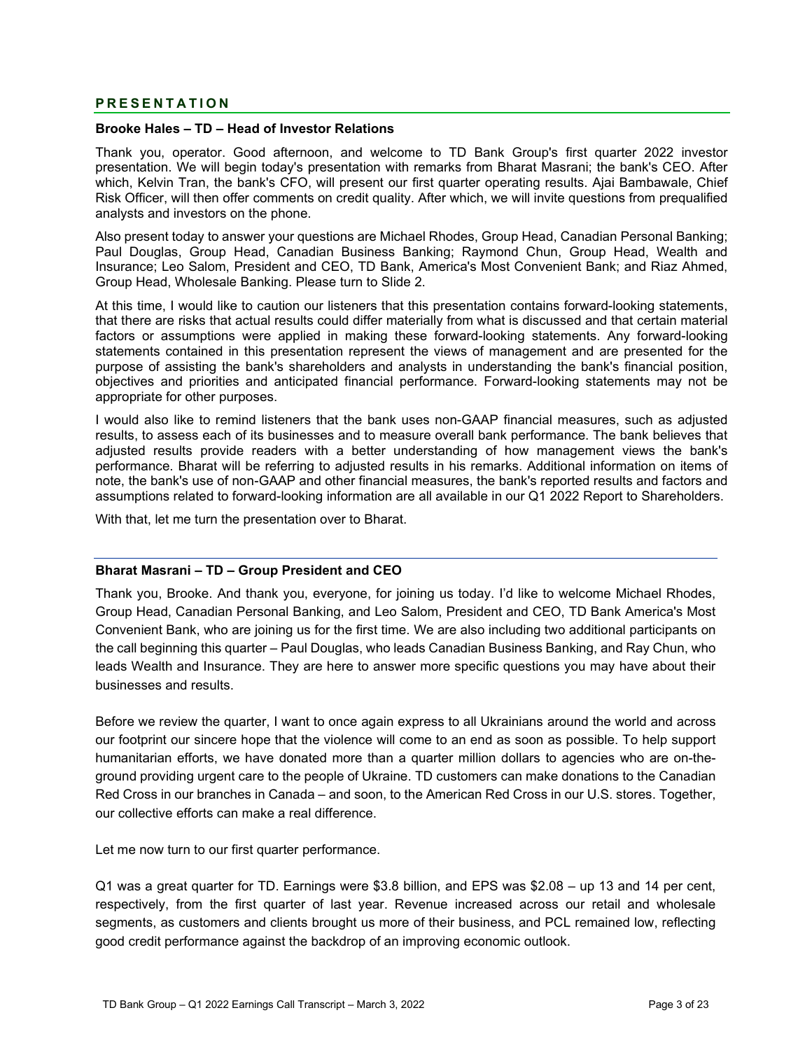## PRESENTATION

**Brooke Hales – TD – Head of Investor Relations**

Thank you, operator. Good afternoon, and welcome to TD Bank Group's first quarter 2022 investor presentation. We will begin today's presentation with remarks from Bharat Masrani; the bank's CEO. After which, Kelvin Tran, the bank's CFO, will present our first quarter operating results. Ajai Bambawale, Chief Risk Officer, will then offer comments on credit quality. After which, we will invite questions from prequalified analysts and investors on the phone.

Also present today to answer your questions are Michael Rhodes, Group Head, Canadian Personal Banking; Paul Douglas, Group Head, Canadian Business Banking; Raymond Chun, Group Head, Wealth and Insurance; Leo Salom, President and CEO, TD Bank, America's Most Convenient Bank; and Riaz Ahmed, Group Head, Wholesale Banking. Please turn to Slide 2.

At this time, I would like to caution our listeners that this presentation contains forward-looking statements, that there are risks that actual results could differ materially from what is discussed and that certain material factors or assumptions were applied in making these forward-looking statements. Any forward-looking statements contained in this presentation represent the views of management and are presented for the purpose of assisting the bank's shareholders and analysts in understanding the bank's financial position, objectives and priorities and anticipated financial performance. Forward-looking statements may not be appropriate for other purposes.

I would also like to remind listeners that the bank uses non-GAAP financial measures, such as adjusted results, to assess each of its businesses and to measure overall bank performance. The bank believes that adjusted results provide readers with a better understanding of how management views the bank's performance. Bharat will be referring to adjusted results in his remarks. Additional information on items of note, the bank's use of non-GAAP and other financial measures, the bank's reported results and factors and assumptions related to forward-looking information are all available in our Q1 2022 Report to Shareholders.

With that, let me turn the presentation over to Bharat.

**Bharat Masrani – TD – Group President and CEO**

Thank you, Brooke. And thank you, everyone, for joining us today. I'd like to welcome Michael Rhodes, Group Head, Canadian Personal Banking, and Leo Salom, President and CEO, TD Bank America's Most Convenient Bank, who are joining us for the first time. We are also including two additional participants on the call beginning this quarter – Paul Douglas, who leads Canadian Business Banking, and Ray Chun, who leads Wealth and Insurance. They are here to answer more specific questions you may have about their businesses and results.

Before we review the quarter, I want to once again express to all Ukrainians around the world and across our footprint our sincere hope that the violence will come to an end as soon as possible. To help support humanitarian efforts, we have donated more than a quarter million dollars to agencies who are on-the-ground providing urgent care to the people of Ukraine. TD customers can make donations to the Canadian Red Cross in our branches in Canada – and soon, to the American Red Cross in our U.S. stores. Together, our collective efforts can make a real difference.

Let me now turn to our first quarter performance.

Q1 was a great quarter for TD. Earnings were $3.8 billion, and EPS was $2.08 – up 13 and 14 per cent, respectively, from the first quarter of last year. Revenue increased across our retail and wholesale segments, as customers and clients brought us more of their business, and PCL remained low, reflecting good credit performance against the backdrop of an improving economic outlook.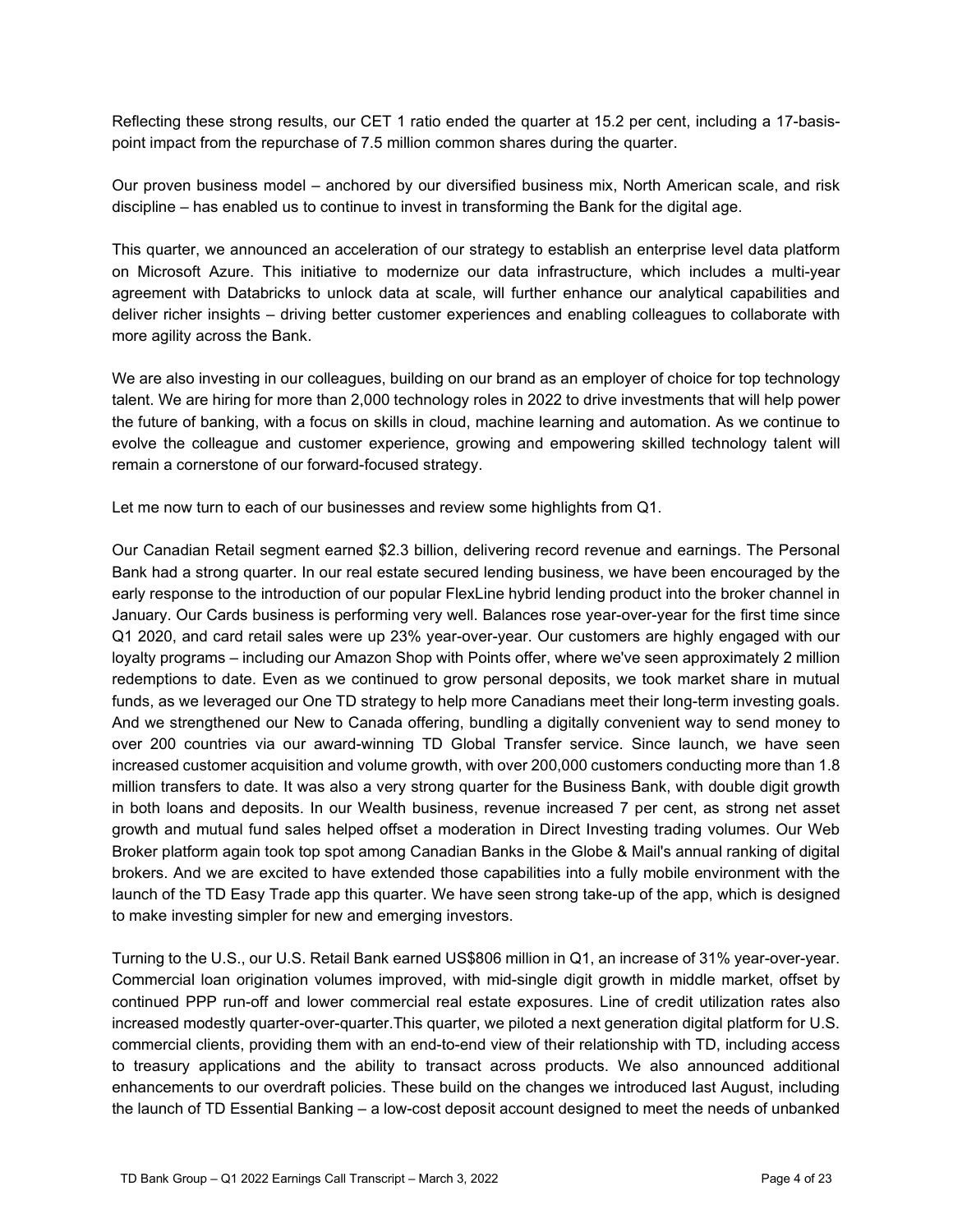Reflecting these strong results, our CET 1 ratio ended the quarter at 15.2 per cent, including a 17-basis-point impact from the repurchase of 7.5 million common shares during the quarter.

Our proven business model – anchored by our diversified business mix, North American scale, and risk discipline – has enabled us to continue to invest in transforming the Bank for the digital age.

This quarter, we announced an acceleration of our strategy to establish an enterprise level data platform on Microsoft Azure. This initiative to modernize our data infrastructure, which includes a multi-year agreement with Databricks to unlock data at scale, will further enhance our analytical capabilities and deliver richer insights – driving better customer experiences and enabling colleagues to collaborate with more agility across the Bank.

We are also investing in our colleagues, building on our brand as an employer of choice for top technology talent. We are hiring for more than 2,000 technology roles in 2022 to drive investments that will help power the future of banking, with a focus on skills in cloud, machine learning and automation. As we continue to evolve the colleague and customer experience, growing and empowering skilled technology talent will remain a cornerstone of our forward-focused strategy.

Let me now turn to each of our businesses and review some highlights from Q1.

Our Canadian Retail segment earned $2.3 billion, delivering record revenue and earnings. The Personal Bank had a strong quarter. In our real estate secured lending business, we have been encouraged by the early response to the introduction of our popular FlexLine hybrid lending product into the broker channel in January. Our Cards business is performing very well. Balances rose year-over-year for the first time since Q1 2020, and card retail sales were up 23% year-over-year. Our customers are highly engaged with our loyalty programs – including our Amazon Shop with Points offer, where we've seen approximately 2 million redemptions to date. Even as we continued to grow personal deposits, we took market share in mutual funds, as we leveraged our One TD strategy to help more Canadians meet their long-term investing goals. And we strengthened our New to Canada offering, bundling a digitally convenient way to send money to over 200 countries via our award-winning TD Global Transfer service. Since launch, we have seen increased customer acquisition and volume growth, with over 200,000 customers conducting more than 1.8 million transfers to date. It was also a very strong quarter for the Business Bank, with double digit growth in both loans and deposits. In our Wealth business, revenue increased 7 per cent, as strong net asset growth and mutual fund sales helped offset a moderation in Direct Investing trading volumes. Our Web Broker platform again took top spot among Canadian Banks in the Globe & Mail's annual ranking of digital brokers. And we are excited to have extended those capabilities into a fully mobile environment with the launch of the TD Easy Trade app this quarter. We have seen strong take-up of the app, which is designed to make investing simpler for new and emerging investors.

Turning to the U.S., our U.S. Retail Bank earned US$806 million in Q1, an increase of 31% year-over-year. Commercial loan origination volumes improved, with mid-single digit growth in middle market, offset by continued PPP run-off and lower commercial real estate exposures. Line of credit utilization rates also increased modestly quarter-over-quarter.This quarter, we piloted a next generation digital platform for U.S. commercial clients, providing them with an end-to-end view of their relationship with TD, including access to treasury applications and the ability to transact across products. We also announced additional enhancements to our overdraft policies. These build on the changes we introduced last August, including the launch of TD Essential Banking – a low-cost deposit account designed to meet the needs of unbanked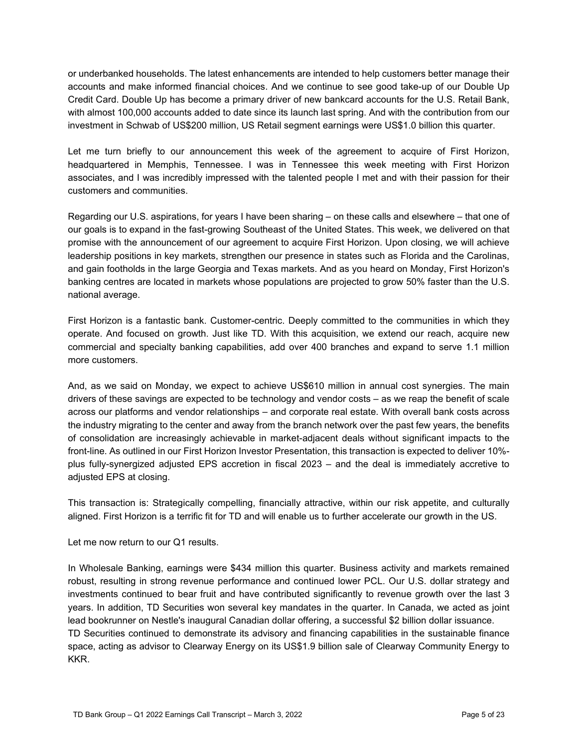or underbanked households. The latest enhancements are intended to help customers better manage their accounts and make informed financial choices. And we continue to see good take-up of our Double Up Credit Card. Double Up has become a primary driver of new bankcard accounts for the U.S. Retail Bank, with almost 100,000 accounts added to date since its launch last spring. And with the contribution from our investment in Schwab of US$200 million, US Retail segment earnings were US$1.0 billion this quarter.

Let me turn briefly to our announcement this week of the agreement to acquire of First Horizon, headquartered in Memphis, Tennessee. I was in Tennessee this week meeting with First Horizon associates, and I was incredibly impressed with the talented people I met and with their passion for their customers and communities.

Regarding our U.S. aspirations, for years I have been sharing – on these calls and elsewhere – that one of our goals is to expand in the fast-growing Southeast of the United States. This week, we delivered on that promise with the announcement of our agreement to acquire First Horizon. Upon closing, we will achieve leadership positions in key markets, strengthen our presence in states such as Florida and the Carolinas, and gain footholds in the large Georgia and Texas markets. And as you heard on Monday, First Horizon's banking centres are located in markets whose populations are projected to grow 50% faster than the U.S. national average.

First Horizon is a fantastic bank. Customer-centric. Deeply committed to the communities in which they operate. And focused on growth. Just like TD. With this acquisition, we extend our reach, acquire new commercial and specialty banking capabilities, add over 400 branches and expand to serve 1.1 million more customers.

And, as we said on Monday, we expect to achieve US$610 million in annual cost synergies. The main drivers of these savings are expected to be technology and vendor costs – as we reap the benefit of scale across our platforms and vendor relationships – and corporate real estate. With overall bank costs across the industry migrating to the center and away from the branch network over the past few years, the benefits of consolidation are increasingly achievable in market-adjacent deals without significant impacts to the front-line. As outlined in our First Horizon Investor Presentation, this transaction is expected to deliver 10%-plus fully-synergized adjusted EPS accretion in fiscal 2023 – and the deal is immediately accretive to adjusted EPS at closing.

This transaction is: Strategically compelling, financially attractive, within our risk appetite, and culturally aligned. First Horizon is a terrific fit for TD and will enable us to further accelerate our growth in the US.

Let me now return to our Q1 results.

In Wholesale Banking, earnings were $434 million this quarter. Business activity and markets remained robust, resulting in strong revenue performance and continued lower PCL. Our U.S. dollar strategy and investments continued to bear fruit and have contributed significantly to revenue growth over the last 3 years. In addition, TD Securities won several key mandates in the quarter. In Canada, we acted as joint lead bookrunner on Nestle's inaugural Canadian dollar offering, a successful $2 billion dollar issuance.
TD Securities continued to demonstrate its advisory and financing capabilities in the sustainable finance space, acting as advisor to Clearway Energy on its US$1.9 billion sale of Clearway Community Energy to KKR.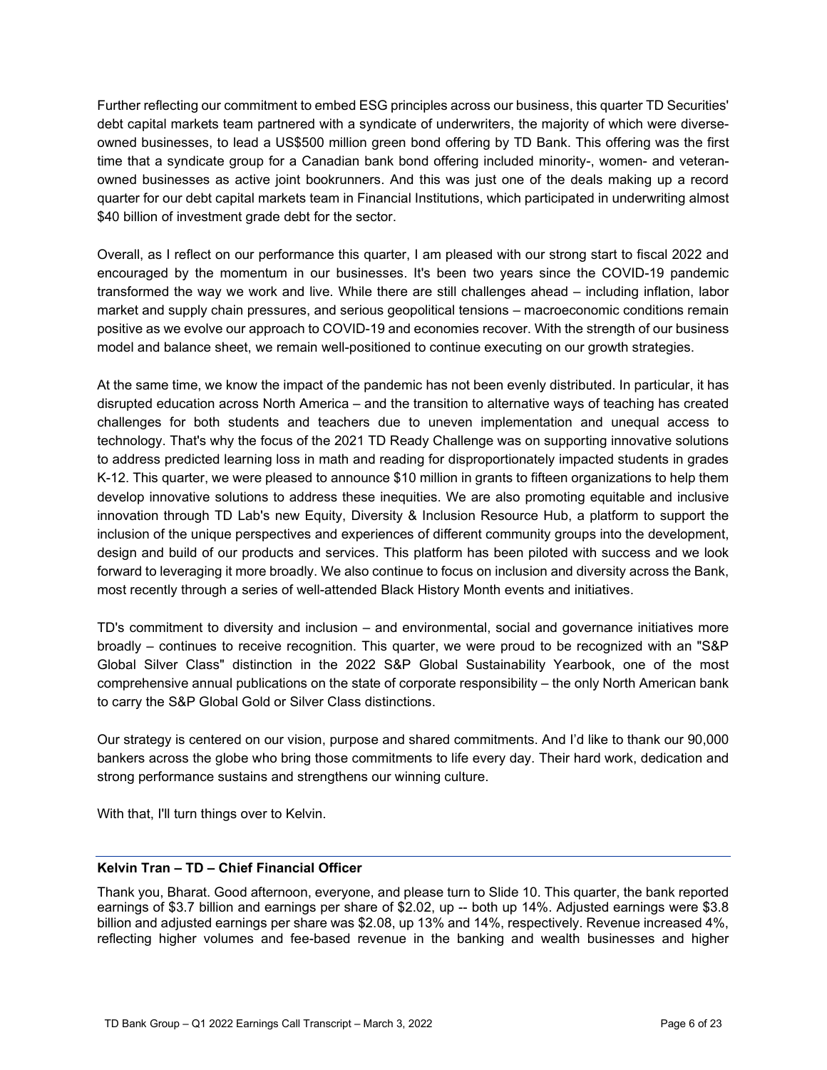Further reflecting our commitment to embed ESG principles across our business, this quarter TD Securities' debt capital markets team partnered with a syndicate of underwriters, the majority of which were diverse-owned businesses, to lead a US$500 million green bond offering by TD Bank. This offering was the first time that a syndicate group for a Canadian bank bond offering included minority-, women- and veteran-owned businesses as active joint bookrunners. And this was just one of the deals making up a record quarter for our debt capital markets team in Financial Institutions, which participated in underwriting almost $40 billion of investment grade debt for the sector.

Overall, as I reflect on our performance this quarter, I am pleased with our strong start to fiscal 2022 and encouraged by the momentum in our businesses. It's been two years since the COVID-19 pandemic transformed the way we work and live. While there are still challenges ahead – including inflation, labor market and supply chain pressures, and serious geopolitical tensions – macroeconomic conditions remain positive as we evolve our approach to COVID-19 and economies recover. With the strength of our business model and balance sheet, we remain well-positioned to continue executing on our growth strategies.

At the same time, we know the impact of the pandemic has not been evenly distributed. In particular, it has disrupted education across North America – and the transition to alternative ways of teaching has created challenges for both students and teachers due to uneven implementation and unequal access to technology. That's why the focus of the 2021 TD Ready Challenge was on supporting innovative solutions to address predicted learning loss in math and reading for disproportionately impacted students in grades K-12. This quarter, we were pleased to announce $10 million in grants to fifteen organizations to help them develop innovative solutions to address these inequities. We are also promoting equitable and inclusive innovation through TD Lab's new Equity, Diversity & Inclusion Resource Hub, a platform to support the inclusion of the unique perspectives and experiences of different community groups into the development, design and build of our products and services. This platform has been piloted with success and we look forward to leveraging it more broadly. We also continue to focus on inclusion and diversity across the Bank, most recently through a series of well-attended Black History Month events and initiatives.

TD's commitment to diversity and inclusion – and environmental, social and governance initiatives more broadly – continues to receive recognition. This quarter, we were proud to be recognized with an "S&P Global Silver Class" distinction in the 2022 S&P Global Sustainability Yearbook, one of the most comprehensive annual publications on the state of corporate responsibility – the only North American bank to carry the S&P Global Gold or Silver Class distinctions.

Our strategy is centered on our vision, purpose and shared commitments. And I'd like to thank our 90,000 bankers across the globe who bring those commitments to life every day. Their hard work, dedication and strong performance sustains and strengthens our winning culture.

With that, I'll turn things over to Kelvin.

**Kelvin Tran – TD – Chief Financial Officer**

Thank you, Bharat. Good afternoon, everyone, and please turn to Slide 10. This quarter, the bank reported earnings of $3.7 billion and earnings per share of $2.02, up -- both up 14%. Adjusted earnings were $3.8 billion and adjusted earnings per share was $2.08, up 13% and 14%, respectively. Revenue increased 4%, reflecting higher volumes and fee-based revenue in the banking and wealth businesses and higher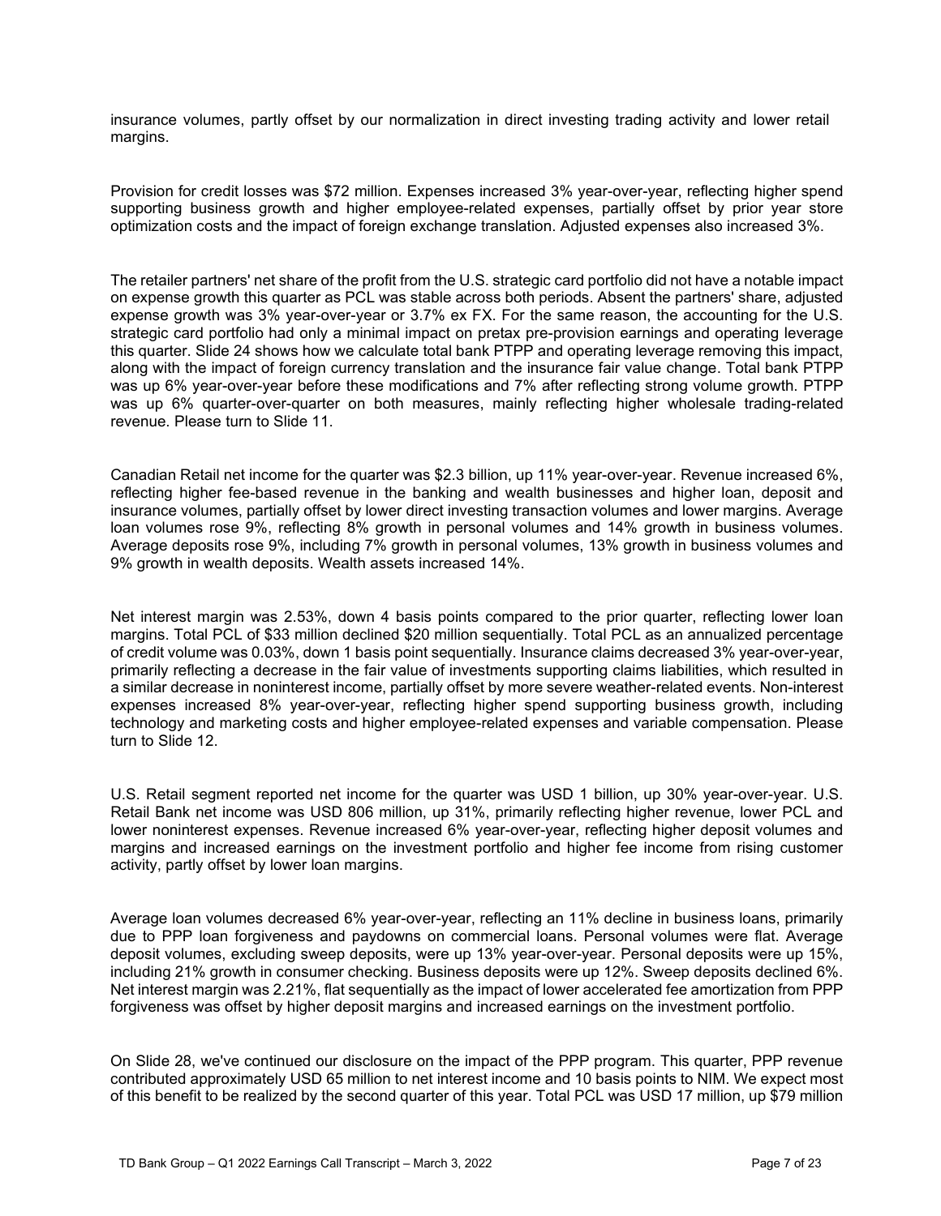insurance volumes, partly offset by our normalization in direct investing trading activity and lower retail margins.

Provision for credit losses was $72 million. Expenses increased 3% year-over-year, reflecting higher spend supporting business growth and higher employee-related expenses, partially offset by prior year store optimization costs and the impact of foreign exchange translation. Adjusted expenses also increased 3%.

The retailer partners' net share of the profit from the U.S. strategic card portfolio did not have a notable impact on expense growth this quarter as PCL was stable across both periods. Absent the partners' share, adjusted expense growth was 3% year-over-year or 3.7% ex FX. For the same reason, the accounting for the U.S. strategic card portfolio had only a minimal impact on pretax pre-provision earnings and operating leverage this quarter. Slide 24 shows how we calculate total bank PTPP and operating leverage removing this impact, along with the impact of foreign currency translation and the insurance fair value change. Total bank PTPP was up 6% year-over-year before these modifications and 7% after reflecting strong volume growth. PTPP was up 6% quarter-over-quarter on both measures, mainly reflecting higher wholesale trading-related revenue. Please turn to Slide 11.

Canadian Retail net income for the quarter was $2.3 billion, up 11% year-over-year. Revenue increased 6%, reflecting higher fee-based revenue in the banking and wealth businesses and higher loan, deposit and insurance volumes, partially offset by lower direct investing transaction volumes and lower margins. Average loan volumes rose 9%, reflecting 8% growth in personal volumes and 14% growth in business volumes. Average deposits rose 9%, including 7% growth in personal volumes, 13% growth in business volumes and 9% growth in wealth deposits. Wealth assets increased 14%.

Net interest margin was 2.53%, down 4 basis points compared to the prior quarter, reflecting lower loan margins. Total PCL of $33 million declined $20 million sequentially. Total PCL as an annualized percentage of credit volume was 0.03%, down 1 basis point sequentially. Insurance claims decreased 3% year-over-year, primarily reflecting a decrease in the fair value of investments supporting claims liabilities, which resulted in a similar decrease in noninterest income, partially offset by more severe weather-related events. Non-interest expenses increased 8% year-over-year, reflecting higher spend supporting business growth, including technology and marketing costs and higher employee-related expenses and variable compensation. Please turn to Slide 12.

U.S. Retail segment reported net income for the quarter was USD 1 billion, up 30% year-over-year. U.S. Retail Bank net income was USD 806 million, up 31%, primarily reflecting higher revenue, lower PCL and lower noninterest expenses. Revenue increased 6% year-over-year, reflecting higher deposit volumes and margins and increased earnings on the investment portfolio and higher fee income from rising customer activity, partly offset by lower loan margins.

Average loan volumes decreased 6% year-over-year, reflecting an 11% decline in business loans, primarily due to PPP loan forgiveness and paydowns on commercial loans. Personal volumes were flat. Average deposit volumes, excluding sweep deposits, were up 13% year-over-year. Personal deposits were up 15%, including 21% growth in consumer checking. Business deposits were up 12%. Sweep deposits declined 6%. Net interest margin was 2.21%, flat sequentially as the impact of lower accelerated fee amortization from PPP forgiveness was offset by higher deposit margins and increased earnings on the investment portfolio.

On Slide 28, we've continued our disclosure on the impact of the PPP program. This quarter, PPP revenue contributed approximately USD 65 million to net interest income and 10 basis points to NIM. We expect most of this benefit to be realized by the second quarter of this year. Total PCL was USD 17 million, up $79 million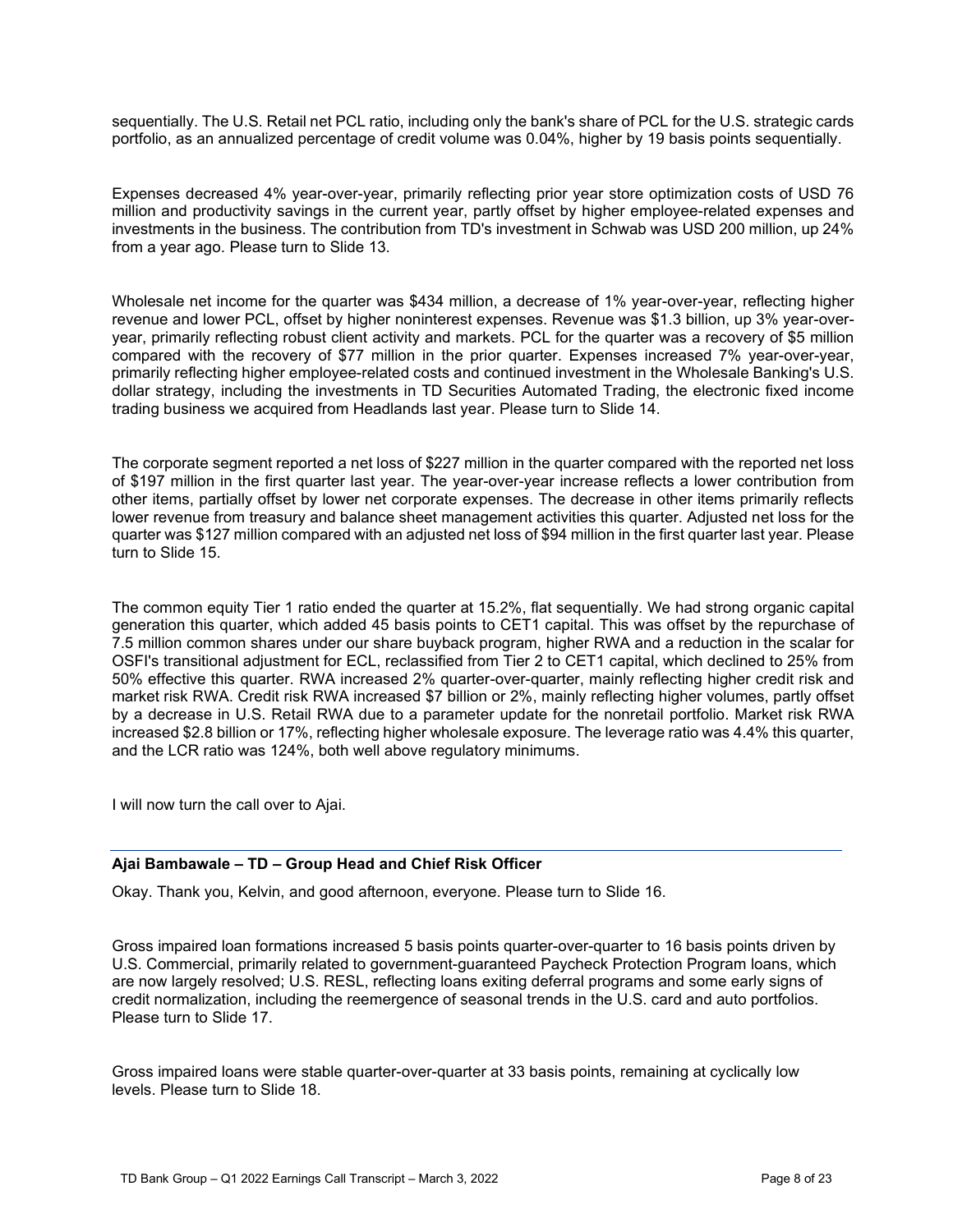sequentially. The U.S. Retail net PCL ratio, including only the bank's share of PCL for the U.S. strategic cards portfolio, as an annualized percentage of credit volume was 0.04%, higher by 19 basis points sequentially.

Expenses decreased 4% year-over-year, primarily reflecting prior year store optimization costs of USD 76 million and productivity savings in the current year, partly offset by higher employee-related expenses and investments in the business. The contribution from TD's investment in Schwab was USD 200 million, up 24% from a year ago. Please turn to Slide 13.

Wholesale net income for the quarter was $434 million, a decrease of 1% year-over-year, reflecting higher revenue and lower PCL, offset by higher noninterest expenses. Revenue was $1.3 billion, up 3% year-over-year, primarily reflecting robust client activity and markets. PCL for the quarter was a recovery of $5 million compared with the recovery of $77 million in the prior quarter. Expenses increased 7% year-over-year, primarily reflecting higher employee-related costs and continued investment in the Wholesale Banking's U.S. dollar strategy, including the investments in TD Securities Automated Trading, the electronic fixed income trading business we acquired from Headlands last year. Please turn to Slide 14.

The corporate segment reported a net loss of $227 million in the quarter compared with the reported net loss of $197 million in the first quarter last year. The year-over-year increase reflects a lower contribution from other items, partially offset by lower net corporate expenses. The decrease in other items primarily reflects lower revenue from treasury and balance sheet management activities this quarter. Adjusted net loss for the quarter was $127 million compared with an adjusted net loss of $94 million in the first quarter last year. Please turn to Slide 15.

The common equity Tier 1 ratio ended the quarter at 15.2%, flat sequentially. We had strong organic capital generation this quarter, which added 45 basis points to CET1 capital. This was offset by the repurchase of 7.5 million common shares under our share buyback program, higher RWA and a reduction in the scalar for OSFI's transitional adjustment for ECL, reclassified from Tier 2 to CET1 capital, which declined to 25% from 50% effective this quarter. RWA increased 2% quarter-over-quarter, mainly reflecting higher credit risk and market risk RWA. Credit risk RWA increased $7 billion or 2%, mainly reflecting higher volumes, partly offset by a decrease in U.S. Retail RWA due to a parameter update for the nonretail portfolio. Market risk RWA increased $2.8 billion or 17%, reflecting higher wholesale exposure. The leverage ratio was 4.4% this quarter, and the LCR ratio was 124%, both well above regulatory minimums.

I will now turn the call over to Ajai.

---

**Ajai Bambawale – TD – Group Head and Chief Risk Officer**

Okay. Thank you, Kelvin, and good afternoon, everyone. Please turn to Slide 16.

Gross impaired loan formations increased 5 basis points quarter-over-quarter to 16 basis points driven by U.S. Commercial, primarily related to government-guaranteed Paycheck Protection Program loans, which are now largely resolved; U.S. RESL, reflecting loans exiting deferral programs and some early signs of credit normalization, including the reemergence of seasonal trends in the U.S. card and auto portfolios. Please turn to Slide 17.

Gross impaired loans were stable quarter-over-quarter at 33 basis points, remaining at cyclically low levels. Please turn to Slide 18.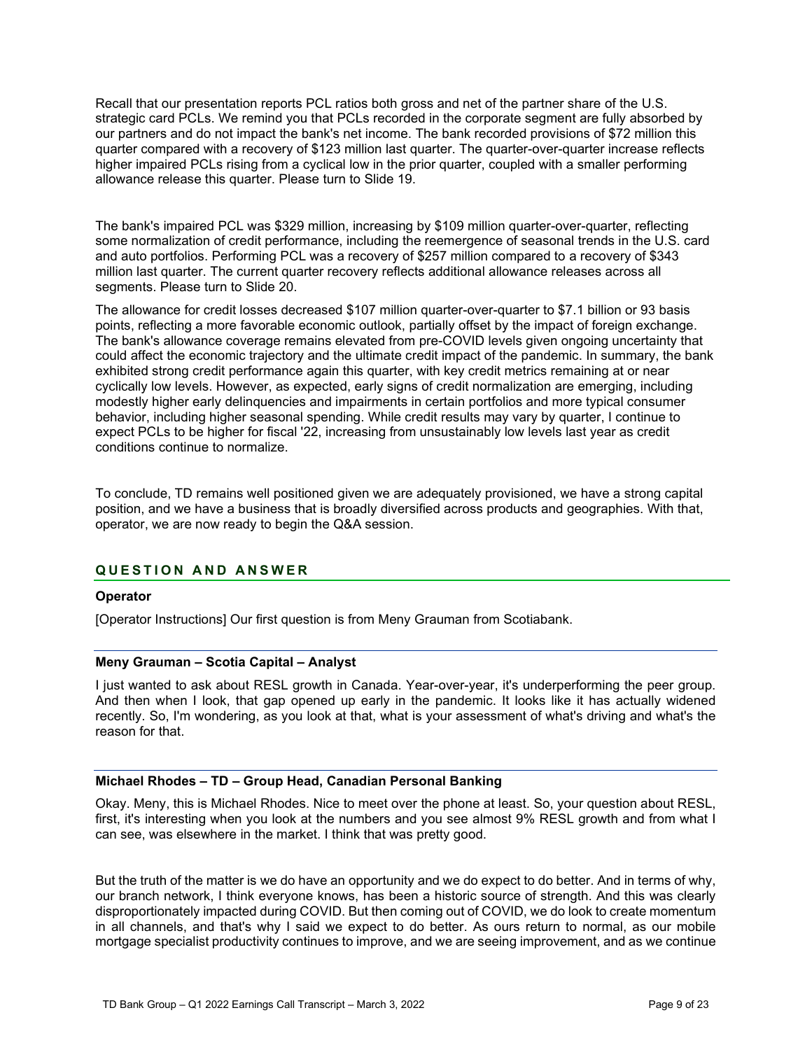Recall that our presentation reports PCL ratios both gross and net of the partner share of the U.S. strategic card PCLs. We remind you that PCLs recorded in the corporate segment are fully absorbed by our partners and do not impact the bank's net income. The bank recorded provisions of $72 million this quarter compared with a recovery of $123 million last quarter. The quarter-over-quarter increase reflects higher impaired PCLs rising from a cyclical low in the prior quarter, coupled with a smaller performing allowance release this quarter. Please turn to Slide 19.

The bank's impaired PCL was $329 million, increasing by $109 million quarter-over-quarter, reflecting some normalization of credit performance, including the reemergence of seasonal trends in the U.S. card and auto portfolios. Performing PCL was a recovery of $257 million compared to a recovery of $343 million last quarter. The current quarter recovery reflects additional allowance releases across all segments. Please turn to Slide 20.

The allowance for credit losses decreased $107 million quarter-over-quarter to $7.1 billion or 93 basis points, reflecting a more favorable economic outlook, partially offset by the impact of foreign exchange. The bank's allowance coverage remains elevated from pre-COVID levels given ongoing uncertainty that could affect the economic trajectory and the ultimate credit impact of the pandemic. In summary, the bank exhibited strong credit performance again this quarter, with key credit metrics remaining at or near cyclically low levels. However, as expected, early signs of credit normalization are emerging, including modestly higher early delinquencies and impairments in certain portfolios and more typical consumer behavior, including higher seasonal spending. While credit results may vary by quarter, I continue to expect PCLs to be higher for fiscal '22, increasing from unsustainably low levels last year as credit conditions continue to normalize.

To conclude, TD remains well positioned given we are adequately provisioned, we have a strong capital position, and we have a business that is broadly diversified across products and geographies. With that, operator, we are now ready to begin the Q&A session.

## QUESTION AND ANSWER

**Operator**

[Operator Instructions] Our first question is from Meny Grauman from Scotiabank.

**Meny Grauman – Scotia Capital – Analyst**

I just wanted to ask about RESL growth in Canada. Year-over-year, it's underperforming the peer group. And then when I look, that gap opened up early in the pandemic. It looks like it has actually widened recently. So, I'm wondering, as you look at that, what is your assessment of what's driving and what's the reason for that.

**Michael Rhodes – TD – Group Head, Canadian Personal Banking**

Okay. Meny, this is Michael Rhodes. Nice to meet over the phone at least. So, your question about RESL, first, it's interesting when you look at the numbers and you see almost 9% RESL growth and from what I can see, was elsewhere in the market. I think that was pretty good.

But the truth of the matter is we do have an opportunity and we do expect to do better. And in terms of why, our branch network, I think everyone knows, has been a historic source of strength. And this was clearly disproportionately impacted during COVID. But then coming out of COVID, we do look to create momentum in all channels, and that's why I said we expect to do better. As ours return to normal, as our mobile mortgage specialist productivity continues to improve, and we are seeing improvement, and as we continue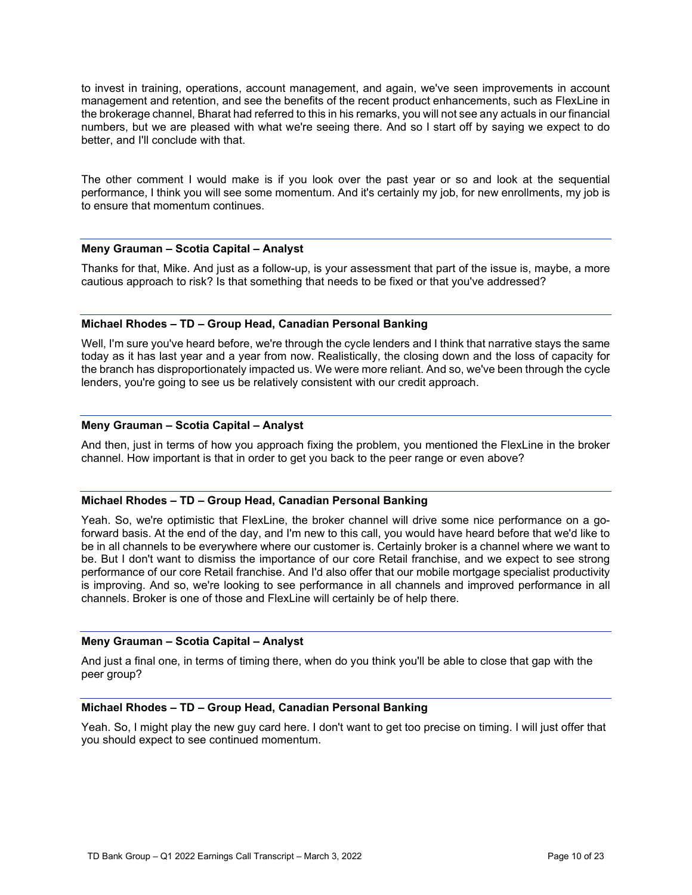to invest in training, operations, account management, and again, we've seen improvements in account management and retention, and see the benefits of the recent product enhancements, such as FlexLine in the brokerage channel, Bharat had referred to this in his remarks, you will not see any actuals in our financial numbers, but we are pleased with what we're seeing there. And so I start off by saying we expect to do better, and I'll conclude with that.

The other comment I would make is if you look over the past year or so and look at the sequential performance, I think you will see some momentum. And it's certainly my job, for new enrollments, my job is to ensure that momentum continues.

**Meny Grauman – Scotia Capital – Analyst**

Thanks for that, Mike. And just as a follow-up, is your assessment that part of the issue is, maybe, a more cautious approach to risk? Is that something that needs to be fixed or that you've addressed?

**Michael Rhodes – TD – Group Head, Canadian Personal Banking**

Well, I'm sure you've heard before, we're through the cycle lenders and I think that narrative stays the same today as it has last year and a year from now. Realistically, the closing down and the loss of capacity for the branch has disproportionately impacted us. We were more reliant. And so, we've been through the cycle lenders, you're going to see us be relatively consistent with our credit approach.

**Meny Grauman – Scotia Capital – Analyst**

And then, just in terms of how you approach fixing the problem, you mentioned the FlexLine in the broker channel. How important is that in order to get you back to the peer range or even above?

**Michael Rhodes – TD – Group Head, Canadian Personal Banking**

Yeah. So, we're optimistic that FlexLine, the broker channel will drive some nice performance on a go-forward basis. At the end of the day, and I'm new to this call, you would have heard before that we'd like to be in all channels to be everywhere where our customer is. Certainly broker is a channel where we want to be. But I don't want to dismiss the importance of our core Retail franchise, and we expect to see strong performance of our core Retail franchise. And I'd also offer that our mobile mortgage specialist productivity is improving. And so, we're looking to see performance in all channels and improved performance in all channels. Broker is one of those and FlexLine will certainly be of help there.

**Meny Grauman – Scotia Capital – Analyst**

And just a final one, in terms of timing there, when do you think you'll be able to close that gap with the peer group?

**Michael Rhodes – TD – Group Head, Canadian Personal Banking**

Yeah. So, I might play the new guy card here. I don't want to get too precise on timing. I will just offer that you should expect to see continued momentum.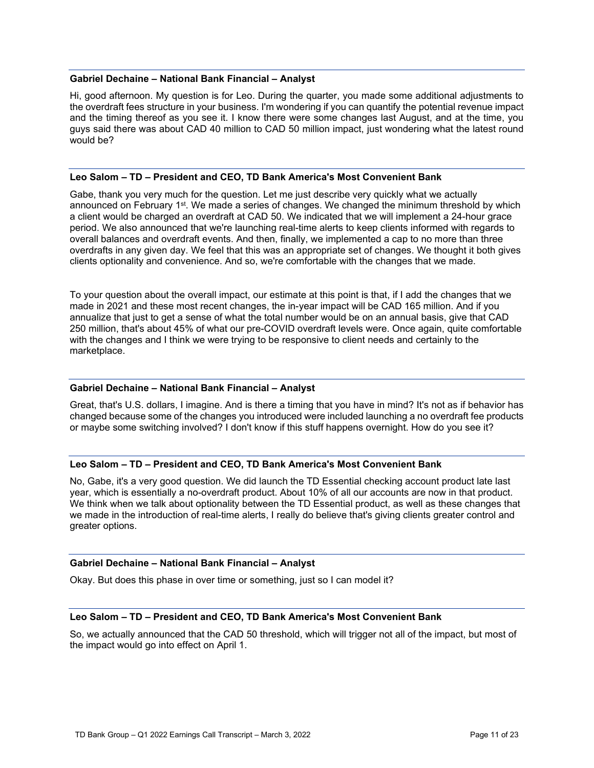**Gabriel Dechaine – National Bank Financial – Analyst**

Hi, good afternoon. My question is for Leo. During the quarter, you made some additional adjustments to the overdraft fees structure in your business. I'm wondering if you can quantify the potential revenue impact and the timing thereof as you see it. I know there were some changes last August, and at the time, you guys said there was about CAD 40 million to CAD 50 million impact, just wondering what the latest round would be?

**Leo Salom – TD – President and CEO, TD Bank America's Most Convenient Bank**

Gabe, thank you very much for the question. Let me just describe very quickly what we actually announced on February 1st. We made a series of changes. We changed the minimum threshold by which a client would be charged an overdraft at CAD 50. We indicated that we will implement a 24-hour grace period. We also announced that we're launching real-time alerts to keep clients informed with regards to overall balances and overdraft events. And then, finally, we implemented a cap to no more than three overdrafts in any given day. We feel that this was an appropriate set of changes. We thought it both gives clients optionality and convenience. And so, we're comfortable with the changes that we made.

To your question about the overall impact, our estimate at this point is that, if I add the changes that we made in 2021 and these most recent changes, the in-year impact will be CAD 165 million. And if you annualize that just to get a sense of what the total number would be on an annual basis, give that CAD 250 million, that's about 45% of what our pre-COVID overdraft levels were. Once again, quite comfortable with the changes and I think we were trying to be responsive to client needs and certainly to the marketplace.

**Gabriel Dechaine – National Bank Financial – Analyst**

Great, that's U.S. dollars, I imagine. And is there a timing that you have in mind? It's not as if behavior has changed because some of the changes you introduced were included launching a no overdraft fee products or maybe some switching involved? I don't know if this stuff happens overnight. How do you see it?

**Leo Salom – TD – President and CEO, TD Bank America's Most Convenient Bank**

No, Gabe, it's a very good question. We did launch the TD Essential checking account product late last year, which is essentially a no-overdraft product. About 10% of all our accounts are now in that product. We think when we talk about optionality between the TD Essential product, as well as these changes that we made in the introduction of real-time alerts, I really do believe that's giving clients greater control and greater options.

**Gabriel Dechaine – National Bank Financial – Analyst**

Okay. But does this phase in over time or something, just so I can model it?

**Leo Salom – TD – President and CEO, TD Bank America's Most Convenient Bank**

So, we actually announced that the CAD 50 threshold, which will trigger not all of the impact, but most of the impact would go into effect on April 1.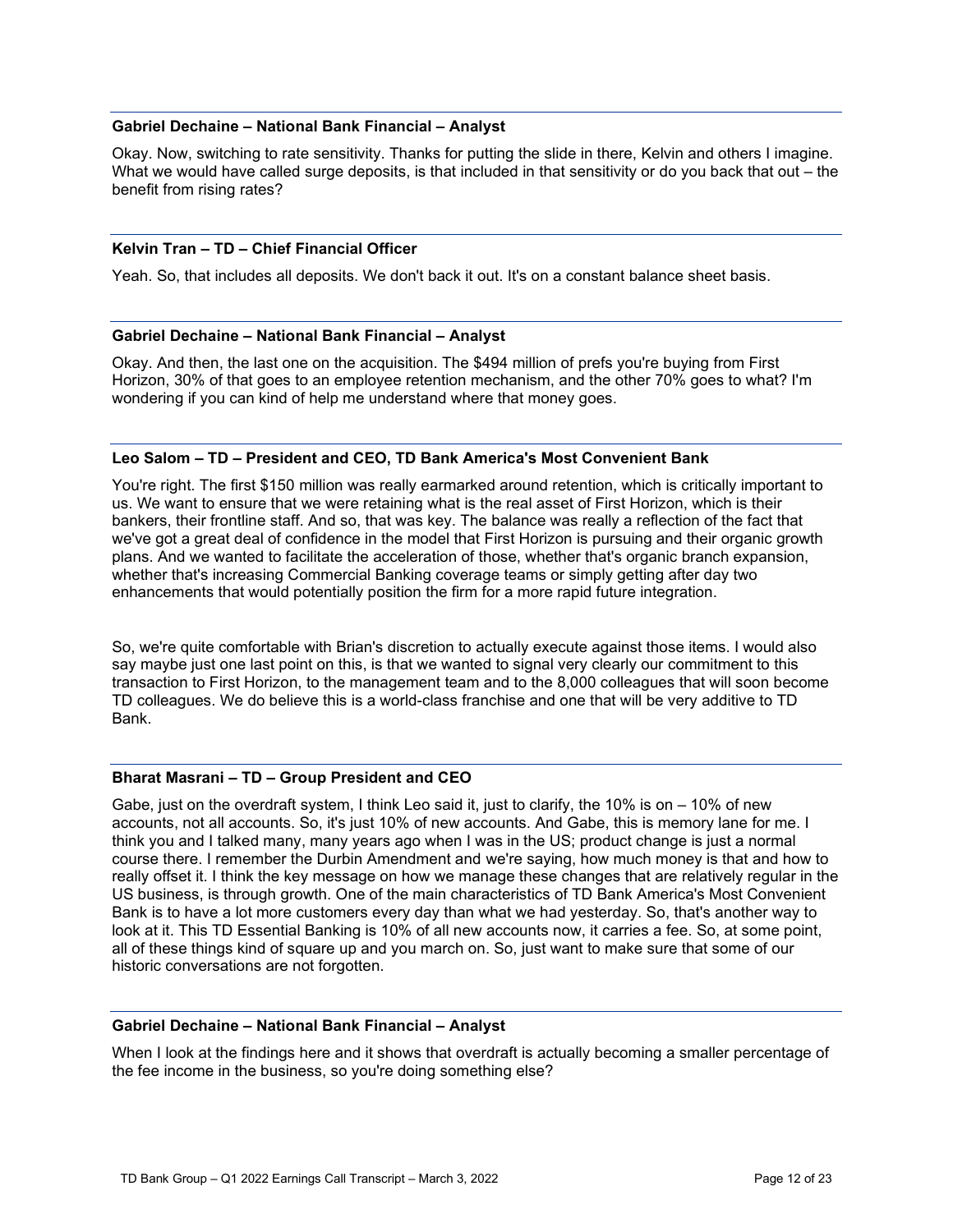**Gabriel Dechaine – National Bank Financial – Analyst**

Okay. Now, switching to rate sensitivity. Thanks for putting the slide in there, Kelvin and others I imagine. What we would have called surge deposits, is that included in that sensitivity or do you back that out – the benefit from rising rates?

**Kelvin Tran – TD – Chief Financial Officer**

Yeah. So, that includes all deposits. We don't back it out. It's on a constant balance sheet basis.

**Gabriel Dechaine – National Bank Financial – Analyst**

Okay. And then, the last one on the acquisition. The $494 million of prefs you're buying from First Horizon, 30% of that goes to an employee retention mechanism, and the other 70% goes to what? I'm wondering if you can kind of help me understand where that money goes.

**Leo Salom – TD – President and CEO, TD Bank America's Most Convenient Bank**

You're right. The first $150 million was really earmarked around retention, which is critically important to us. We want to ensure that we were retaining what is the real asset of First Horizon, which is their bankers, their frontline staff. And so, that was key. The balance was really a reflection of the fact that we've got a great deal of confidence in the model that First Horizon is pursuing and their organic growth plans. And we wanted to facilitate the acceleration of those, whether that's organic branch expansion, whether that's increasing Commercial Banking coverage teams or simply getting after day two enhancements that would potentially position the firm for a more rapid future integration.

So, we're quite comfortable with Brian's discretion to actually execute against those items. I would also say maybe just one last point on this, is that we wanted to signal very clearly our commitment to this transaction to First Horizon, to the management team and to the 8,000 colleagues that will soon become TD colleagues. We do believe this is a world-class franchise and one that will be very additive to TD Bank.

**Bharat Masrani – TD – Group President and CEO**

Gabe, just on the overdraft system, I think Leo said it, just to clarify, the 10% is on – 10% of new accounts, not all accounts. So, it's just 10% of new accounts. And Gabe, this is memory lane for me. I think you and I talked many, many years ago when I was in the US; product change is just a normal course there. I remember the Durbin Amendment and we're saying, how much money is that and how to really offset it. I think the key message on how we manage these changes that are relatively regular in the US business, is through growth. One of the main characteristics of TD Bank America's Most Convenient Bank is to have a lot more customers every day than what we had yesterday. So, that's another way to look at it. This TD Essential Banking is 10% of all new accounts now, it carries a fee. So, at some point, all of these things kind of square up and you march on. So, just want to make sure that some of our historic conversations are not forgotten.

**Gabriel Dechaine – National Bank Financial – Analyst**

When I look at the findings here and it shows that overdraft is actually becoming a smaller percentage of the fee income in the business, so you're doing something else?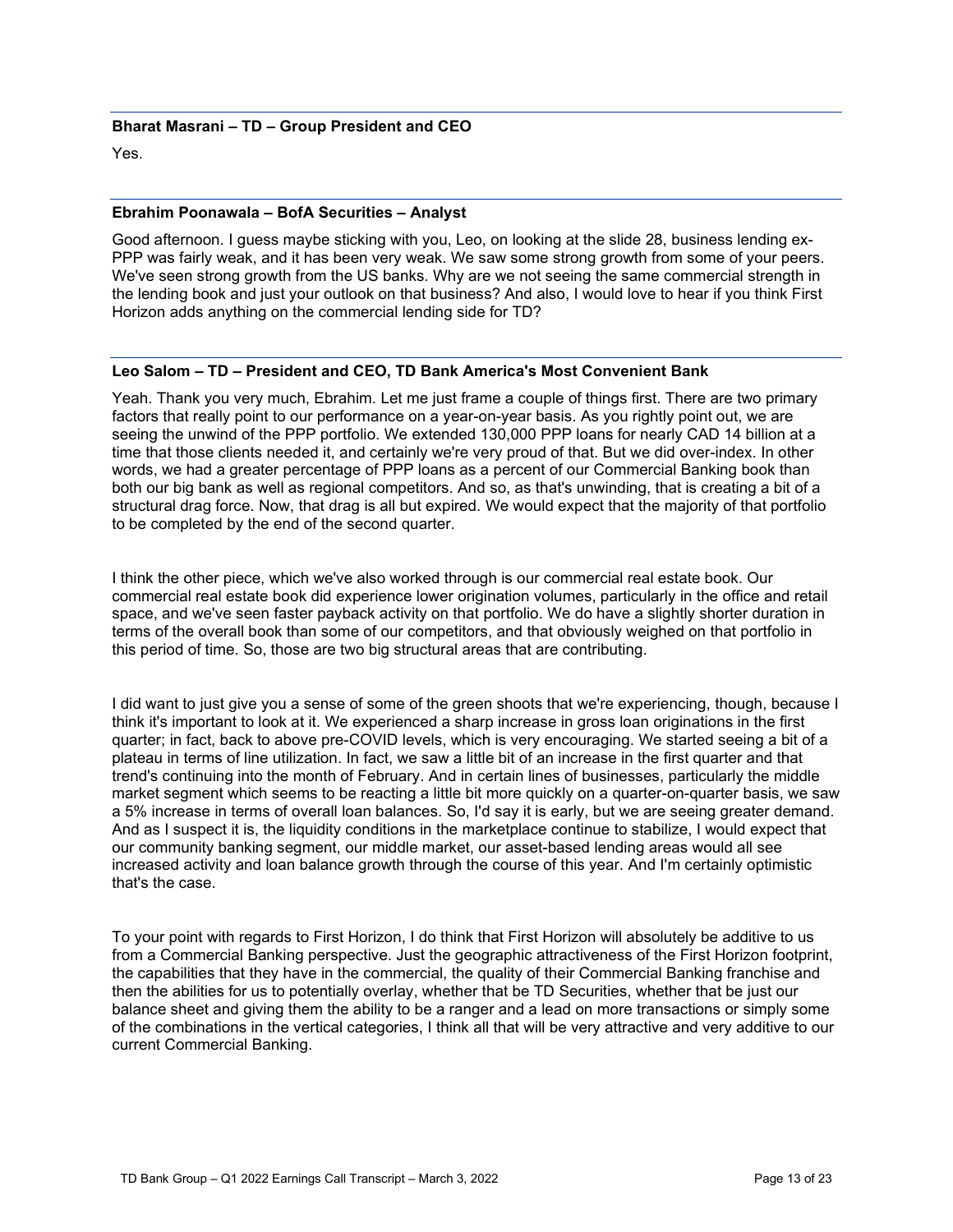**Bharat Masrani – TD – Group President and CEO**

Yes.

**Ebrahim Poonawala – BofA Securities – Analyst**

Good afternoon. I guess maybe sticking with you, Leo, on looking at the slide 28, business lending ex-PPP was fairly weak, and it has been very weak. We saw some strong growth from some of your peers. We've seen strong growth from the US banks. Why are we not seeing the same commercial strength in the lending book and just your outlook on that business? And also, I would love to hear if you think First Horizon adds anything on the commercial lending side for TD?

**Leo Salom – TD – President and CEO, TD Bank America's Most Convenient Bank**

Yeah. Thank you very much, Ebrahim. Let me just frame a couple of things first. There are two primary factors that really point to our performance on a year-on-year basis. As you rightly point out, we are seeing the unwind of the PPP portfolio. We extended 130,000 PPP loans for nearly CAD 14 billion at a time that those clients needed it, and certainly we're very proud of that. But we did over-index. In other words, we had a greater percentage of PPP loans as a percent of our Commercial Banking book than both our big bank as well as regional competitors. And so, as that's unwinding, that is creating a bit of a structural drag force. Now, that drag is all but expired. We would expect that the majority of that portfolio to be completed by the end of the second quarter.

I think the other piece, which we've also worked through is our commercial real estate book. Our commercial real estate book did experience lower origination volumes, particularly in the office and retail space, and we've seen faster payback activity on that portfolio. We do have a slightly shorter duration in terms of the overall book than some of our competitors, and that obviously weighed on that portfolio in this period of time. So, those are two big structural areas that are contributing.

I did want to just give you a sense of some of the green shoots that we're experiencing, though, because I think it's important to look at it. We experienced a sharp increase in gross loan originations in the first quarter; in fact, back to above pre-COVID levels, which is very encouraging. We started seeing a bit of a plateau in terms of line utilization. In fact, we saw a little bit of an increase in the first quarter and that trend's continuing into the month of February. And in certain lines of businesses, particularly the middle market segment which seems to be reacting a little bit more quickly on a quarter-on-quarter basis, we saw a 5% increase in terms of overall loan balances. So, I'd say it is early, but we are seeing greater demand. And as I suspect it is, the liquidity conditions in the marketplace continue to stabilize, I would expect that our community banking segment, our middle market, our asset-based lending areas would all see increased activity and loan balance growth through the course of this year. And I'm certainly optimistic that's the case.

To your point with regards to First Horizon, I do think that First Horizon will absolutely be additive to us from a Commercial Banking perspective. Just the geographic attractiveness of the First Horizon footprint, the capabilities that they have in the commercial, the quality of their Commercial Banking franchise and then the abilities for us to potentially overlay, whether that be TD Securities, whether that be just our balance sheet and giving them the ability to be a ranger and a lead on more transactions or simply some of the combinations in the vertical categories, I think all that will be very attractive and very additive to our current Commercial Banking.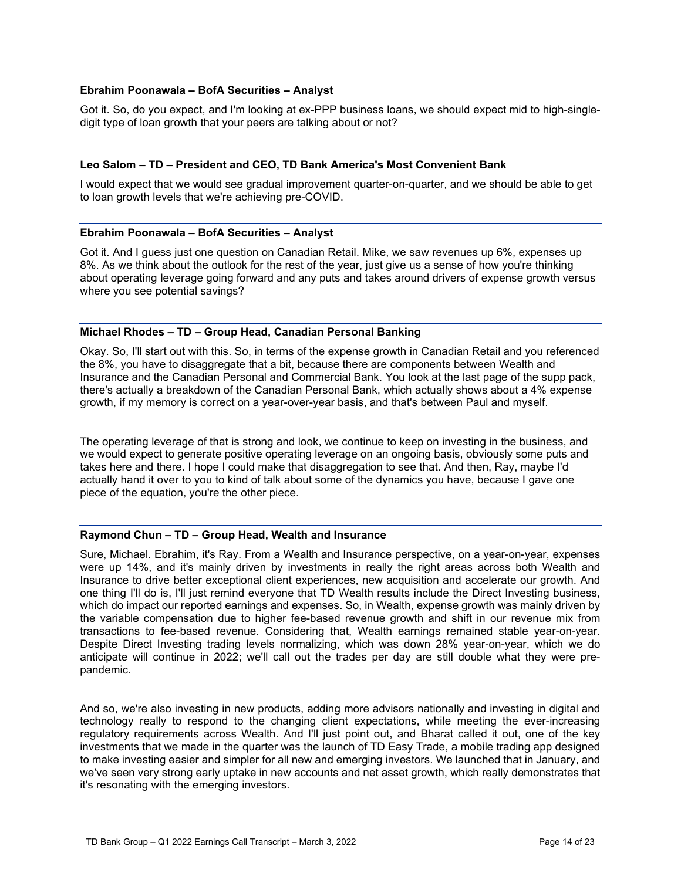**Ebrahim Poonawala – BofA Securities – Analyst**

Got it. So, do you expect, and I'm looking at ex-PPP business loans, we should expect mid to high-single-digit type of loan growth that your peers are talking about or not?

**Leo Salom – TD – President and CEO, TD Bank America's Most Convenient Bank**

I would expect that we would see gradual improvement quarter-on-quarter, and we should be able to get to loan growth levels that we're achieving pre-COVID.

**Ebrahim Poonawala – BofA Securities – Analyst**

Got it. And I guess just one question on Canadian Retail. Mike, we saw revenues up 6%, expenses up 8%. As we think about the outlook for the rest of the year, just give us a sense of how you're thinking about operating leverage going forward and any puts and takes around drivers of expense growth versus where you see potential savings?

**Michael Rhodes – TD – Group Head, Canadian Personal Banking**

Okay. So, I'll start out with this. So, in terms of the expense growth in Canadian Retail and you referenced the 8%, you have to disaggregate that a bit, because there are components between Wealth and Insurance and the Canadian Personal and Commercial Bank. You look at the last page of the supp pack, there's actually a breakdown of the Canadian Personal Bank, which actually shows about a 4% expense growth, if my memory is correct on a year-over-year basis, and that's between Paul and myself.

The operating leverage of that is strong and look, we continue to keep on investing in the business, and we would expect to generate positive operating leverage on an ongoing basis, obviously some puts and takes here and there. I hope I could make that disaggregation to see that. And then, Ray, maybe I'd actually hand it over to you to kind of talk about some of the dynamics you have, because I gave one piece of the equation, you're the other piece.

**Raymond Chun – TD – Group Head, Wealth and Insurance**

Sure, Michael. Ebrahim, it's Ray. From a Wealth and Insurance perspective, on a year-on-year, expenses were up 14%, and it's mainly driven by investments in really the right areas across both Wealth and Insurance to drive better exceptional client experiences, new acquisition and accelerate our growth. And one thing I'll do is, I'll just remind everyone that TD Wealth results include the Direct Investing business, which do impact our reported earnings and expenses. So, in Wealth, expense growth was mainly driven by the variable compensation due to higher fee-based revenue growth and shift in our revenue mix from transactions to fee-based revenue. Considering that, Wealth earnings remained stable year-on-year. Despite Direct Investing trading levels normalizing, which was down 28% year-on-year, which we do anticipate will continue in 2022; we'll call out the trades per day are still double what they were pre-pandemic.

And so, we're also investing in new products, adding more advisors nationally and investing in digital and technology really to respond to the changing client expectations, while meeting the ever-increasing regulatory requirements across Wealth. And I'll just point out, and Bharat called it out, one of the key investments that we made in the quarter was the launch of TD Easy Trade, a mobile trading app designed to make investing easier and simpler for all new and emerging investors. We launched that in January, and we've seen very strong early uptake in new accounts and net asset growth, which really demonstrates that it's resonating with the emerging investors.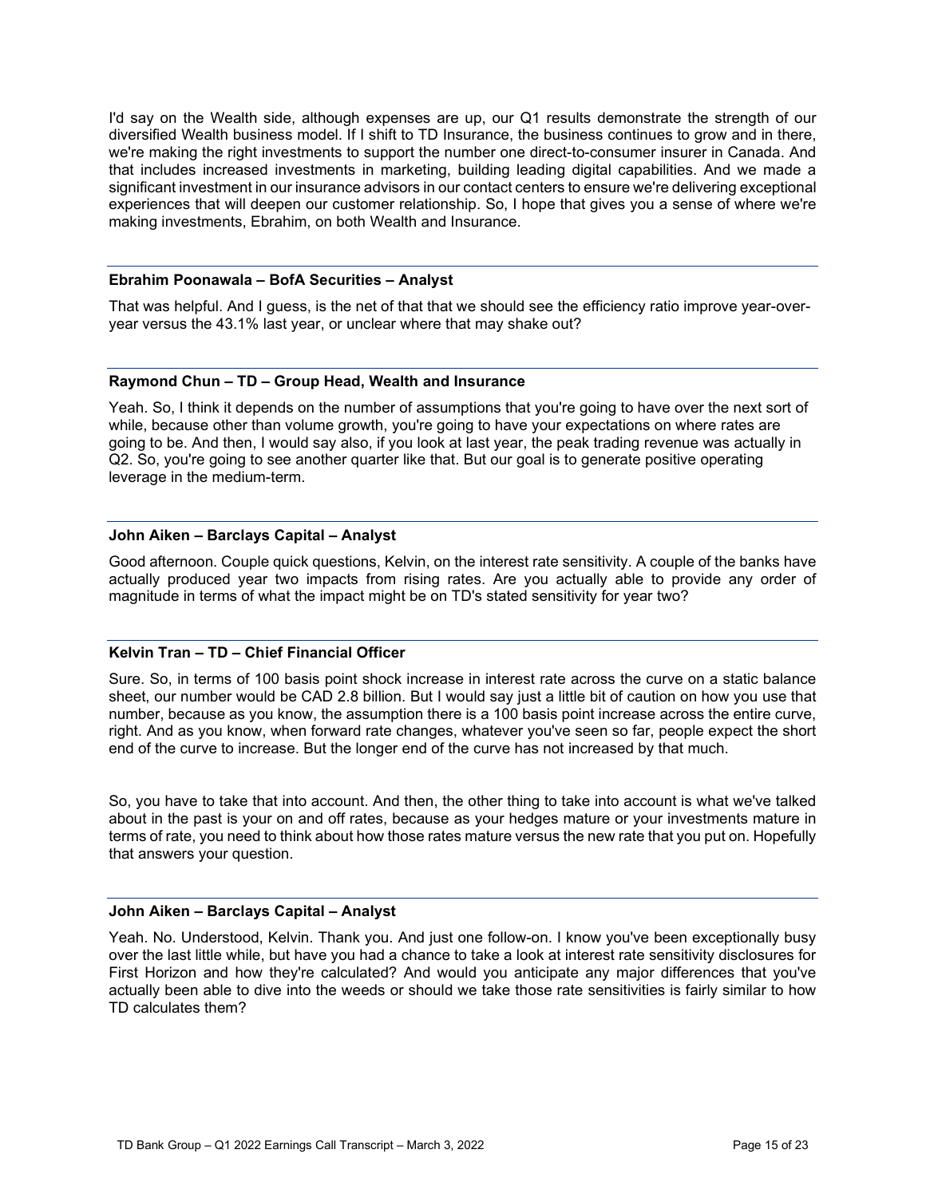I'd say on the Wealth side, although expenses are up, our Q1 results demonstrate the strength of our diversified Wealth business model. If I shift to TD Insurance, the business continues to grow and in there, we're making the right investments to support the number one direct-to-consumer insurer in Canada. And that includes increased investments in marketing, building leading digital capabilities. And we made a significant investment in our insurance advisors in our contact centers to ensure we're delivering exceptional experiences that will deepen our customer relationship. So, I hope that gives you a sense of where we're making investments, Ebrahim, on both Wealth and Insurance.

---

**Ebrahim Poonawala – BofA Securities – Analyst**

That was helpful. And I guess, is the net of that that we should see the efficiency ratio improve year-over-year versus the 43.1% last year, or unclear where that may shake out?

---

**Raymond Chun – TD – Group Head, Wealth and Insurance**

Yeah. So, I think it depends on the number of assumptions that you're going to have over the next sort of while, because other than volume growth, you're going to have your expectations on where rates are going to be. And then, I would say also, if you look at last year, the peak trading revenue was actually in Q2. So, you're going to see another quarter like that. But our goal is to generate positive operating leverage in the medium-term.

---

**John Aiken – Barclays Capital – Analyst**

Good afternoon. Couple quick questions, Kelvin, on the interest rate sensitivity. A couple of the banks have actually produced year two impacts from rising rates. Are you actually able to provide any order of magnitude in terms of what the impact might be on TD's stated sensitivity for year two?

---

**Kelvin Tran – TD – Chief Financial Officer**

Sure. So, in terms of 100 basis point shock increase in interest rate across the curve on a static balance sheet, our number would be CAD 2.8 billion. But I would say just a little bit of caution on how you use that number, because as you know, the assumption there is a 100 basis point increase across the entire curve, right. And as you know, when forward rate changes, whatever you've seen so far, people expect the short end of the curve to increase. But the longer end of the curve has not increased by that much.

So, you have to take that into account. And then, the other thing to take into account is what we've talked about in the past is your on and off rates, because as your hedges mature or your investments mature in terms of rate, you need to think about how those rates mature versus the new rate that you put on. Hopefully that answers your question.

---

**John Aiken – Barclays Capital – Analyst**

Yeah. No. Understood, Kelvin. Thank you. And just one follow-on. I know you've been exceptionally busy over the last little while, but have you had a chance to take a look at interest rate sensitivity disclosures for First Horizon and how they're calculated? And would you anticipate any major differences that you've actually been able to dive into the weeds or should we take those rate sensitivities is fairly similar to how TD calculates them?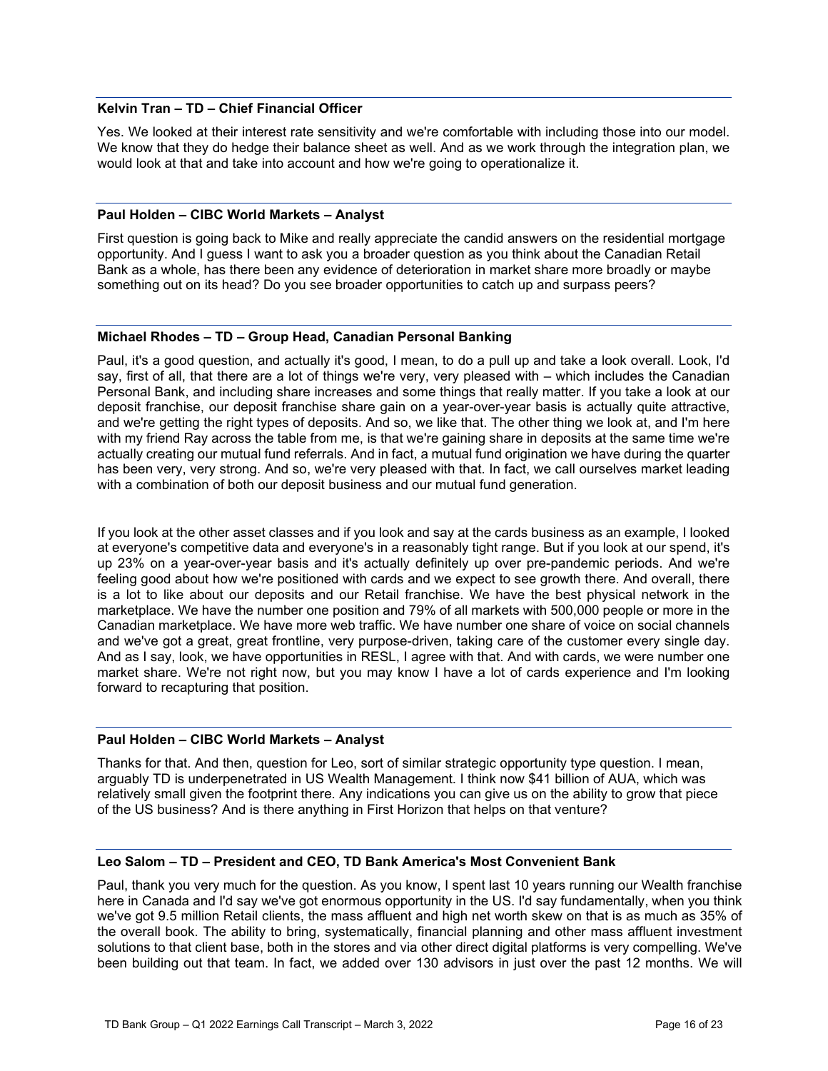**Kelvin Tran – TD – Chief Financial Officer**

Yes. We looked at their interest rate sensitivity and we're comfortable with including those into our model. We know that they do hedge their balance sheet as well. And as we work through the integration plan, we would look at that and take into account and how we're going to operationalize it.

**Paul Holden – CIBC World Markets – Analyst**

First question is going back to Mike and really appreciate the candid answers on the residential mortgage opportunity. And I guess I want to ask you a broader question as you think about the Canadian Retail Bank as a whole, has there been any evidence of deterioration in market share more broadly or maybe something out on its head? Do you see broader opportunities to catch up and surpass peers?

**Michael Rhodes – TD – Group Head, Canadian Personal Banking**

Paul, it's a good question, and actually it's good, I mean, to do a pull up and take a look overall. Look, I'd say, first of all, that there are a lot of things we're very, very pleased with – which includes the Canadian Personal Bank, and including share increases and some things that really matter. If you take a look at our deposit franchise, our deposit franchise share gain on a year-over-year basis is actually quite attractive, and we're getting the right types of deposits. And so, we like that. The other thing we look at, and I'm here with my friend Ray across the table from me, is that we're gaining share in deposits at the same time we're actually creating our mutual fund referrals. And in fact, a mutual fund origination we have during the quarter has been very, very strong. And so, we're very pleased with that. In fact, we call ourselves market leading with a combination of both our deposit business and our mutual fund generation.

If you look at the other asset classes and if you look and say at the cards business as an example, I looked at everyone's competitive data and everyone's in a reasonably tight range. But if you look at our spend, it's up 23% on a year-over-year basis and it's actually definitely up over pre-pandemic periods. And we're feeling good about how we're positioned with cards and we expect to see growth there. And overall, there is a lot to like about our deposits and our Retail franchise. We have the best physical network in the marketplace. We have the number one position and 79% of all markets with 500,000 people or more in the Canadian marketplace. We have more web traffic. We have number one share of voice on social channels and we've got a great, great frontline, very purpose-driven, taking care of the customer every single day. And as I say, look, we have opportunities in RESL, I agree with that. And with cards, we were number one market share. We're not right now, but you may know I have a lot of cards experience and I'm looking forward to recapturing that position.

**Paul Holden – CIBC World Markets – Analyst**

Thanks for that. And then, question for Leo, sort of similar strategic opportunity type question. I mean, arguably TD is underpenetrated in US Wealth Management. I think now $41 billion of AUA, which was relatively small given the footprint there. Any indications you can give us on the ability to grow that piece of the US business? And is there anything in First Horizon that helps on that venture?

**Leo Salom – TD – President and CEO, TD Bank America's Most Convenient Bank**

Paul, thank you very much for the question. As you know, I spent last 10 years running our Wealth franchise here in Canada and I'd say we've got enormous opportunity in the US. I'd say fundamentally, when you think we've got 9.5 million Retail clients, the mass affluent and high net worth skew on that is as much as 35% of the overall book. The ability to bring, systematically, financial planning and other mass affluent investment solutions to that client base, both in the stores and via other direct digital platforms is very compelling. We've been building out that team. In fact, we added over 130 advisors in just over the past 12 months. We will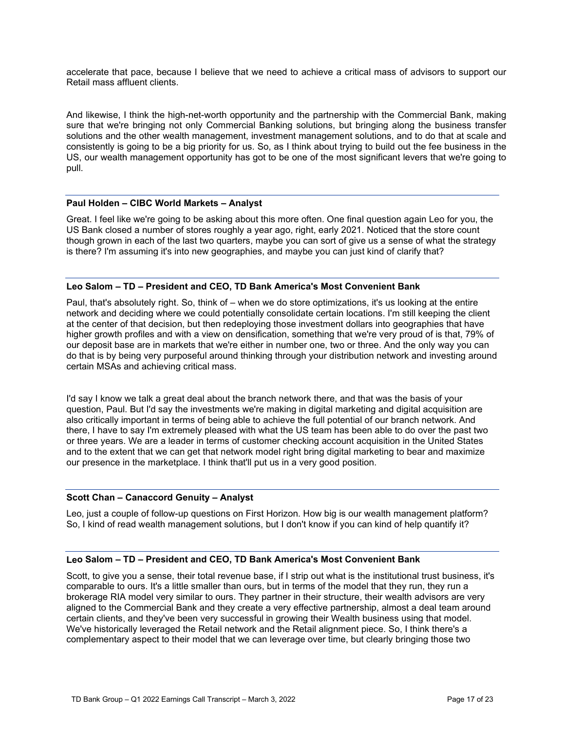accelerate that pace, because I believe that we need to achieve a critical mass of advisors to support our Retail mass affluent clients.

And likewise, I think the high-net-worth opportunity and the partnership with the Commercial Bank, making sure that we're bringing not only Commercial Banking solutions, but bringing along the business transfer solutions and the other wealth management, investment management solutions, and to do that at scale and consistently is going to be a big priority for us. So, as I think about trying to build out the fee business in the US, our wealth management opportunity has got to be one of the most significant levers that we're going to pull.

**Paul Holden – CIBC World Markets – Analyst**

Great. I feel like we're going to be asking about this more often. One final question again Leo for you, the US Bank closed a number of stores roughly a year ago, right, early 2021. Noticed that the store count though grown in each of the last two quarters, maybe you can sort of give us a sense of what the strategy is there? I'm assuming it's into new geographies, and maybe you can just kind of clarify that?

**Leo Salom – TD – President and CEO, TD Bank America's Most Convenient Bank**

Paul, that's absolutely right. So, think of – when we do store optimizations, it's us looking at the entire network and deciding where we could potentially consolidate certain locations. I'm still keeping the client at the center of that decision, but then redeploying those investment dollars into geographies that have higher growth profiles and with a view on densification, something that we're very proud of is that, 79% of our deposit base are in markets that we're either in number one, two or three. And the only way you can do that is by being very purposeful around thinking through your distribution network and investing around certain MSAs and achieving critical mass.

I'd say I know we talk a great deal about the branch network there, and that was the basis of your question, Paul. But I'd say the investments we're making in digital marketing and digital acquisition are also critically important in terms of being able to achieve the full potential of our branch network. And there, I have to say I'm extremely pleased with what the US team has been able to do over the past two or three years. We are a leader in terms of customer checking account acquisition in the United States and to the extent that we can get that network model right bring digital marketing to bear and maximize our presence in the marketplace. I think that'll put us in a very good position.

**Scott Chan – Canaccord Genuity – Analyst**

Leo, just a couple of follow-up questions on First Horizon. How big is our wealth management platform? So, I kind of read wealth management solutions, but I don't know if you can kind of help quantify it?

**Leo Salom – TD – President and CEO, TD Bank America's Most Convenient Bank**

Scott, to give you a sense, their total revenue base, if I strip out what is the institutional trust business, it's comparable to ours. It's a little smaller than ours, but in terms of the model that they run, they run a brokerage RIA model very similar to ours. They partner in their structure, their wealth advisors are very aligned to the Commercial Bank and they create a very effective partnership, almost a deal team around certain clients, and they've been very successful in growing their Wealth business using that model. We've historically leveraged the Retail network and the Retail alignment piece. So, I think there's a complementary aspect to their model that we can leverage over time, but clearly bringing those two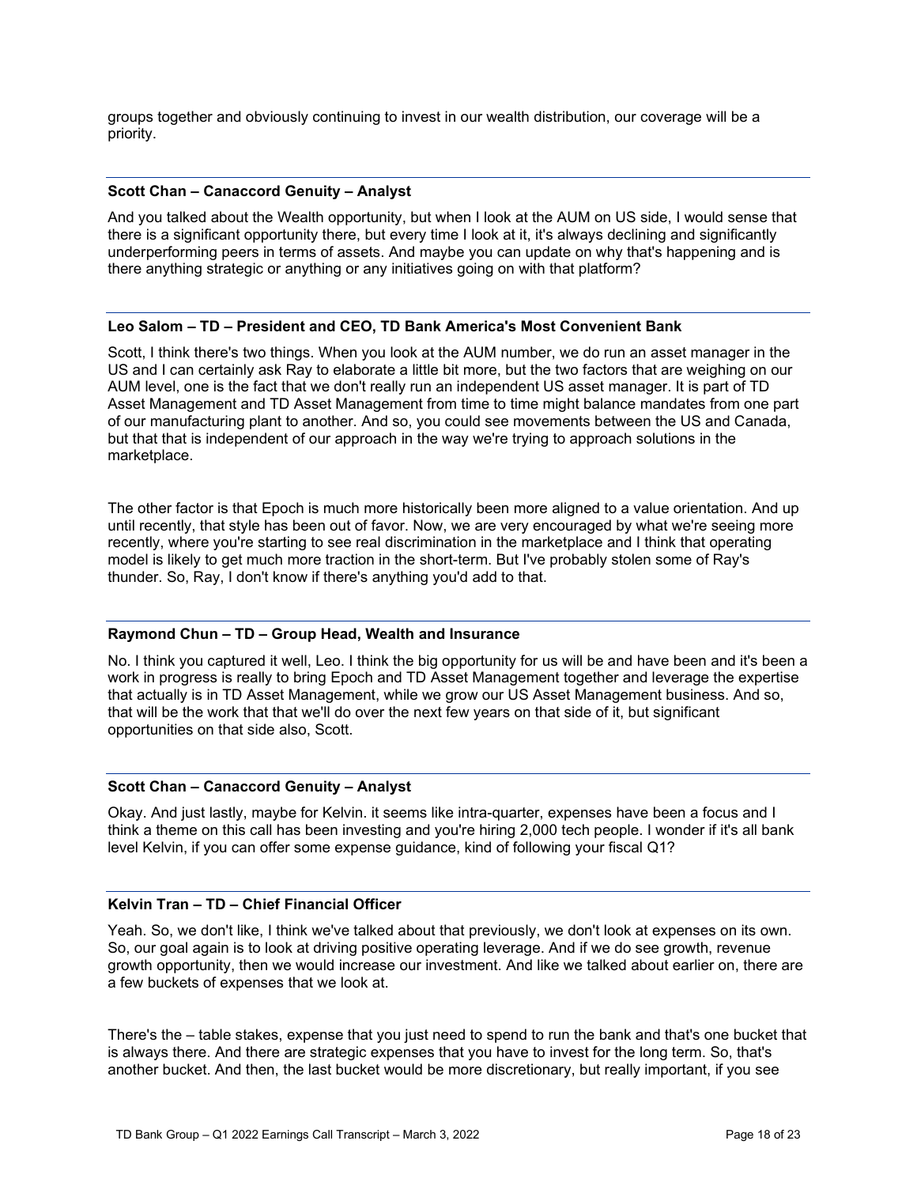groups together and obviously continuing to invest in our wealth distribution, our coverage will be a priority.

**Scott Chan – Canaccord Genuity – Analyst**

And you talked about the Wealth opportunity, but when I look at the AUM on US side, I would sense that there is a significant opportunity there, but every time I look at it, it's always declining and significantly underperforming peers in terms of assets. And maybe you can update on why that's happening and is there anything strategic or anything or any initiatives going on with that platform?

**Leo Salom – TD – President and CEO, TD Bank America's Most Convenient Bank**

Scott, I think there's two things. When you look at the AUM number, we do run an asset manager in the US and I can certainly ask Ray to elaborate a little bit more, but the two factors that are weighing on our AUM level, one is the fact that we don't really run an independent US asset manager. It is part of TD Asset Management and TD Asset Management from time to time might balance mandates from one part of our manufacturing plant to another. And so, you could see movements between the US and Canada, but that that is independent of our approach in the way we're trying to approach solutions in the marketplace.

The other factor is that Epoch is much more historically been more aligned to a value orientation. And up until recently, that style has been out of favor. Now, we are very encouraged by what we're seeing more recently, where you're starting to see real discrimination in the marketplace and I think that operating model is likely to get much more traction in the short-term. But I've probably stolen some of Ray's thunder. So, Ray, I don't know if there's anything you'd add to that.

**Raymond Chun – TD – Group Head, Wealth and Insurance**

No. I think you captured it well, Leo. I think the big opportunity for us will be and have been and it's been a work in progress is really to bring Epoch and TD Asset Management together and leverage the expertise that actually is in TD Asset Management, while we grow our US Asset Management business. And so, that will be the work that that we'll do over the next few years on that side of it, but significant opportunities on that side also, Scott.

**Scott Chan – Canaccord Genuity – Analyst**

Okay. And just lastly, maybe for Kelvin. it seems like intra-quarter, expenses have been a focus and I think a theme on this call has been investing and you're hiring 2,000 tech people. I wonder if it's all bank level Kelvin, if you can offer some expense guidance, kind of following your fiscal Q1?

**Kelvin Tran – TD – Chief Financial Officer**

Yeah. So, we don't like, I think we've talked about that previously, we don't look at expenses on its own. So, our goal again is to look at driving positive operating leverage. And if we do see growth, revenue growth opportunity, then we would increase our investment. And like we talked about earlier on, there are a few buckets of expenses that we look at.

There's the – table stakes, expense that you just need to spend to run the bank and that's one bucket that is always there. And there are strategic expenses that you have to invest for the long term. So, that's another bucket. And then, the last bucket would be more discretionary, but really important, if you see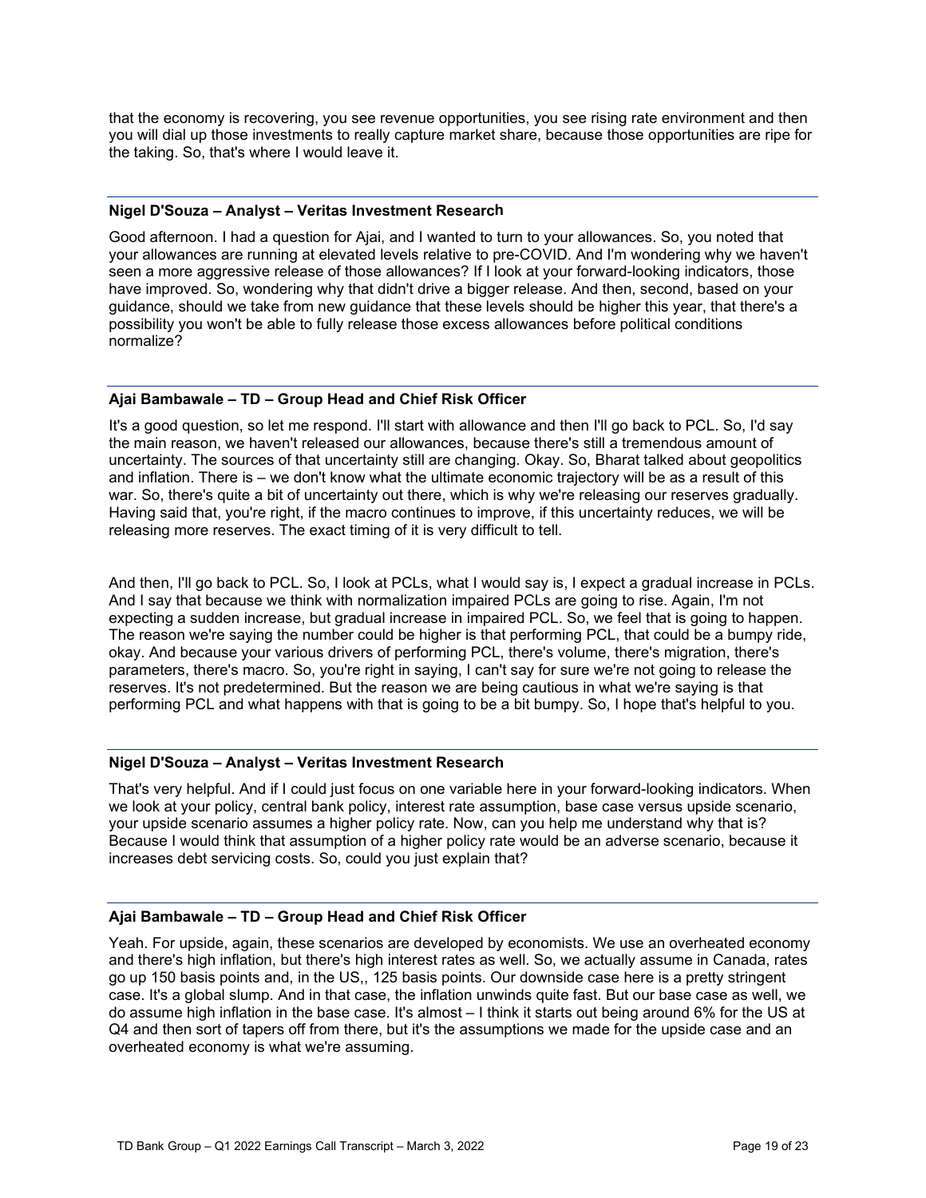that the economy is recovering, you see revenue opportunities, you see rising rate environment and then you will dial up those investments to really capture market share, because those opportunities are ripe for the taking. So, that's where I would leave it.

**Nigel D'Souza – Analyst – Veritas Investment Research**

Good afternoon. I had a question for Ajai, and I wanted to turn to your allowances. So, you noted that your allowances are running at elevated levels relative to pre-COVID. And I'm wondering why we haven't seen a more aggressive release of those allowances? If I look at your forward-looking indicators, those have improved. So, wondering why that didn't drive a bigger release. And then, second, based on your guidance, should we take from new guidance that these levels should be higher this year, that there's a possibility you won't be able to fully release those excess allowances before political conditions normalize?

**Ajai Bambawale – TD – Group Head and Chief Risk Officer**

It's a good question, so let me respond. I'll start with allowance and then I'll go back to PCL. So, I'd say the main reason, we haven't released our allowances, because there's still a tremendous amount of uncertainty. The sources of that uncertainty still are changing. Okay. So, Bharat talked about geopolitics and inflation. There is – we don't know what the ultimate economic trajectory will be as a result of this war. So, there's quite a bit of uncertainty out there, which is why we're releasing our reserves gradually. Having said that, you're right, if the macro continues to improve, if this uncertainty reduces, we will be releasing more reserves. The exact timing of it is very difficult to tell.

And then, I'll go back to PCL. So, I look at PCLs, what I would say is, I expect a gradual increase in PCLs. And I say that because we think with normalization impaired PCLs are going to rise. Again, I'm not expecting a sudden increase, but gradual increase in impaired PCL. So, we feel that is going to happen. The reason we're saying the number could be higher is that performing PCL, that could be a bumpy ride, okay. And because your various drivers of performing PCL, there's volume, there's migration, there's parameters, there's macro. So, you're right in saying, I can't say for sure we're not going to release the reserves. It's not predetermined. But the reason we are being cautious in what we're saying is that performing PCL and what happens with that is going to be a bit bumpy. So, I hope that's helpful to you.

**Nigel D'Souza – Analyst – Veritas Investment Research**

That's very helpful. And if I could just focus on one variable here in your forward-looking indicators. When we look at your policy, central bank policy, interest rate assumption, base case versus upside scenario, your upside scenario assumes a higher policy rate. Now, can you help me understand why that is? Because I would think that assumption of a higher policy rate would be an adverse scenario, because it increases debt servicing costs. So, could you just explain that?

**Ajai Bambawale – TD – Group Head and Chief Risk Officer**

Yeah. For upside, again, these scenarios are developed by economists. We use an overheated economy and there's high inflation, but there's high interest rates as well. So, we actually assume in Canada, rates go up 150 basis points and, in the US,, 125 basis points. Our downside case here is a pretty stringent case. It's a global slump. And in that case, the inflation unwinds quite fast. But our base case as well, we do assume high inflation in the base case. It's almost – I think it starts out being around 6% for the US at Q4 and then sort of tapers off from there, but it's the assumptions we made for the upside case and an overheated economy is what we're assuming.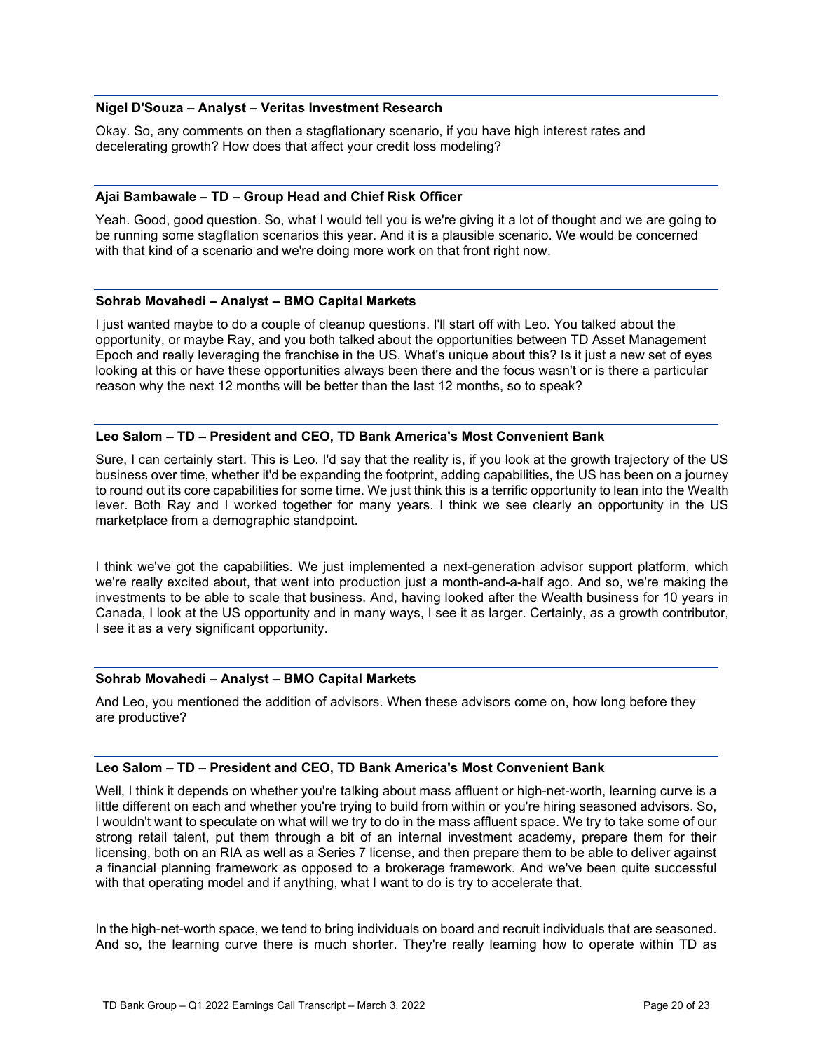**Nigel D'Souza – Analyst – Veritas Investment Research**

Okay. So, any comments on then a stagflationary scenario, if you have high interest rates and decelerating growth? How does that affect your credit loss modeling?

**Ajai Bambawale – TD – Group Head and Chief Risk Officer**

Yeah. Good, good question. So, what I would tell you is we're giving it a lot of thought and we are going to be running some stagflation scenarios this year. And it is a plausible scenario. We would be concerned with that kind of a scenario and we're doing more work on that front right now.

**Sohrab Movahedi – Analyst – BMO Capital Markets**

I just wanted maybe to do a couple of cleanup questions. I'll start off with Leo. You talked about the opportunity, or maybe Ray, and you both talked about the opportunities between TD Asset Management Epoch and really leveraging the franchise in the US. What's unique about this? Is it just a new set of eyes looking at this or have these opportunities always been there and the focus wasn't or is there a particular reason why the next 12 months will be better than the last 12 months, so to speak?

**Leo Salom – TD – President and CEO, TD Bank America's Most Convenient Bank**

Sure, I can certainly start. This is Leo. I'd say that the reality is, if you look at the growth trajectory of the US business over time, whether it'd be expanding the footprint, adding capabilities, the US has been on a journey to round out its core capabilities for some time. We just think this is a terrific opportunity to lean into the Wealth lever. Both Ray and I worked together for many years. I think we see clearly an opportunity in the US marketplace from a demographic standpoint.

I think we've got the capabilities. We just implemented a next-generation advisor support platform, which we're really excited about, that went into production just a month-and-a-half ago. And so, we're making the investments to be able to scale that business. And, having looked after the Wealth business for 10 years in Canada, I look at the US opportunity and in many ways, I see it as larger. Certainly, as a growth contributor, I see it as a very significant opportunity.

**Sohrab Movahedi – Analyst – BMO Capital Markets**

And Leo, you mentioned the addition of advisors. When these advisors come on, how long before they are productive?

**Leo Salom – TD – President and CEO, TD Bank America's Most Convenient Bank**

Well, I think it depends on whether you're talking about mass affluent or high-net-worth, learning curve is a little different on each and whether you're trying to build from within or you're hiring seasoned advisors. So, I wouldn't want to speculate on what will we try to do in the mass affluent space. We try to take some of our strong retail talent, put them through a bit of an internal investment academy, prepare them for their licensing, both on an RIA as well as a Series 7 license, and then prepare them to be able to deliver against a financial planning framework as opposed to a brokerage framework. And we've been quite successful with that operating model and if anything, what I want to do is try to accelerate that.

In the high-net-worth space, we tend to bring individuals on board and recruit individuals that are seasoned. And so, the learning curve there is much shorter. They're really learning how to operate within TD as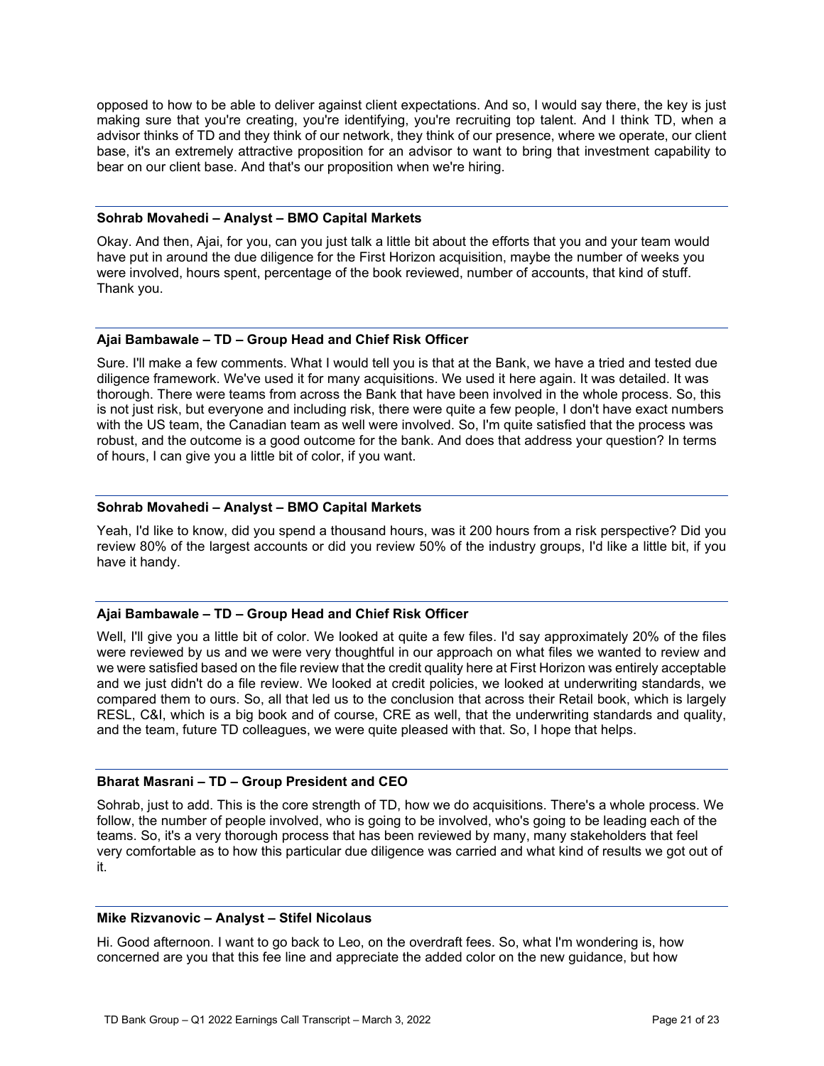opposed to how to be able to deliver against client expectations. And so, I would say there, the key is just making sure that you're creating, you're identifying, you're recruiting top talent. And I think TD, when a advisor thinks of TD and they think of our network, they think of our presence, where we operate, our client base, it's an extremely attractive proposition for an advisor to want to bring that investment capability to bear on our client base. And that's our proposition when we're hiring.

**Sohrab Movahedi – Analyst – BMO Capital Markets**

Okay. And then, Ajai, for you, can you just talk a little bit about the efforts that you and your team would have put in around the due diligence for the First Horizon acquisition, maybe the number of weeks you were involved, hours spent, percentage of the book reviewed, number of accounts, that kind of stuff. Thank you.

**Ajai Bambawale – TD – Group Head and Chief Risk Officer**

Sure. I'll make a few comments. What I would tell you is that at the Bank, we have a tried and tested due diligence framework. We've used it for many acquisitions. We used it here again. It was detailed. It was thorough. There were teams from across the Bank that have been involved in the whole process. So, this is not just risk, but everyone and including risk, there were quite a few people, I don't have exact numbers with the US team, the Canadian team as well were involved. So, I'm quite satisfied that the process was robust, and the outcome is a good outcome for the bank. And does that address your question? In terms of hours, I can give you a little bit of color, if you want.

**Sohrab Movahedi – Analyst – BMO Capital Markets**

Yeah, I'd like to know, did you spend a thousand hours, was it 200 hours from a risk perspective? Did you review 80% of the largest accounts or did you review 50% of the industry groups, I'd like a little bit, if you have it handy.

**Ajai Bambawale – TD – Group Head and Chief Risk Officer**

Well, I'll give you a little bit of color. We looked at quite a few files. I'd say approximately 20% of the files were reviewed by us and we were very thoughtful in our approach on what files we wanted to review and we were satisfied based on the file review that the credit quality here at First Horizon was entirely acceptable and we just didn't do a file review. We looked at credit policies, we looked at underwriting standards, we compared them to ours. So, all that led us to the conclusion that across their Retail book, which is largely RESL, C&I, which is a big book and of course, CRE as well, that the underwriting standards and quality, and the team, future TD colleagues, we were quite pleased with that. So, I hope that helps.

**Bharat Masrani – TD – Group President and CEO**

Sohrab, just to add. This is the core strength of TD, how we do acquisitions. There's a whole process. We follow, the number of people involved, who is going to be involved, who's going to be leading each of the teams. So, it's a very thorough process that has been reviewed by many, many stakeholders that feel very comfortable as to how this particular due diligence was carried and what kind of results we got out of it.

**Mike Rizvanovic – Analyst – Stifel Nicolaus**

Hi. Good afternoon. I want to go back to Leo, on the overdraft fees. So, what I'm wondering is, how concerned are you that this fee line and appreciate the added color on the new guidance, but how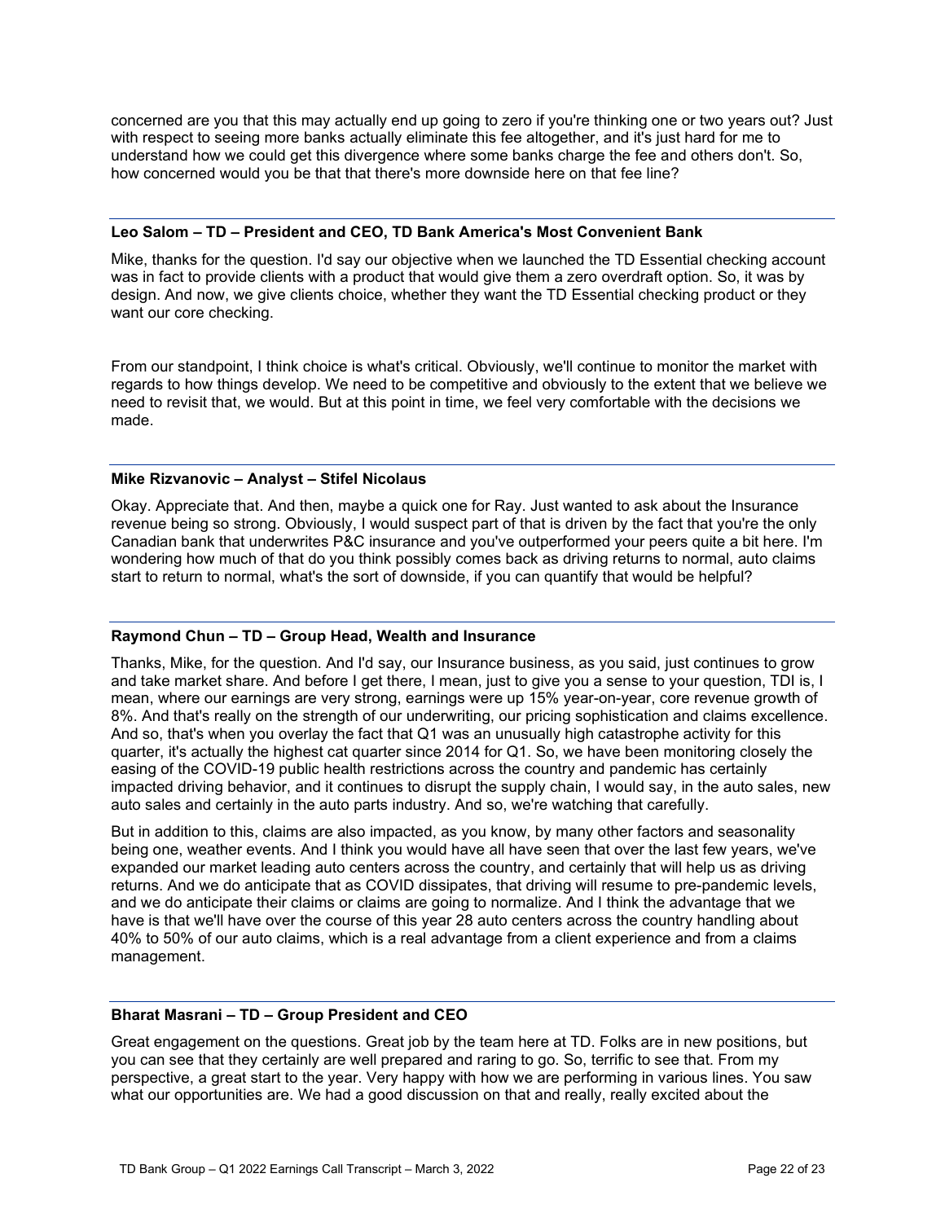concerned are you that this may actually end up going to zero if you're thinking one or two years out? Just with respect to seeing more banks actually eliminate this fee altogether, and it's just hard for me to understand how we could get this divergence where some banks charge the fee and others don't. So, how concerned would you be that that there's more downside here on that fee line?

**Leo Salom – TD – President and CEO, TD Bank America's Most Convenient Bank**

Mike, thanks for the question. I'd say our objective when we launched the TD Essential checking account was in fact to provide clients with a product that would give them a zero overdraft option. So, it was by design. And now, we give clients choice, whether they want the TD Essential checking product or they want our core checking.

From our standpoint, I think choice is what's critical. Obviously, we'll continue to monitor the market with regards to how things develop. We need to be competitive and obviously to the extent that we believe we need to revisit that, we would. But at this point in time, we feel very comfortable with the decisions we made.

**Mike Rizvanovic – Analyst – Stifel Nicolaus**

Okay. Appreciate that. And then, maybe a quick one for Ray. Just wanted to ask about the Insurance revenue being so strong. Obviously, I would suspect part of that is driven by the fact that you're the only Canadian bank that underwrites P&C insurance and you've outperformed your peers quite a bit here. I'm wondering how much of that do you think possibly comes back as driving returns to normal, auto claims start to return to normal, what's the sort of downside, if you can quantify that would be helpful?

**Raymond Chun – TD – Group Head, Wealth and Insurance**

Thanks, Mike, for the question. And I'd say, our Insurance business, as you said, just continues to grow and take market share. And before I get there, I mean, just to give you a sense to your question, TDI is, I mean, where our earnings are very strong, earnings were up 15% year-on-year, core revenue growth of 8%. And that's really on the strength of our underwriting, our pricing sophistication and claims excellence. And so, that's when you overlay the fact that Q1 was an unusually high catastrophe activity for this quarter, it's actually the highest cat quarter since 2014 for Q1. So, we have been monitoring closely the easing of the COVID-19 public health restrictions across the country and pandemic has certainly impacted driving behavior, and it continues to disrupt the supply chain, I would say, in the auto sales, new auto sales and certainly in the auto parts industry. And so, we're watching that carefully.

But in addition to this, claims are also impacted, as you know, by many other factors and seasonality being one, weather events. And I think you would have all have seen that over the last few years, we've expanded our market leading auto centers across the country, and certainly that will help us as driving returns. And we do anticipate that as COVID dissipates, that driving will resume to pre-pandemic levels, and we do anticipate their claims or claims are going to normalize. And I think the advantage that we have is that we'll have over the course of this year 28 auto centers across the country handling about 40% to 50% of our auto claims, which is a real advantage from a client experience and from a claims management.

**Bharat Masrani – TD – Group President and CEO**

Great engagement on the questions. Great job by the team here at TD. Folks are in new positions, but you can see that they certainly are well prepared and raring to go. So, terrific to see that. From my perspective, a great start to the year. Very happy with how we are performing in various lines. You saw what our opportunities are. We had a good discussion on that and really, really excited about the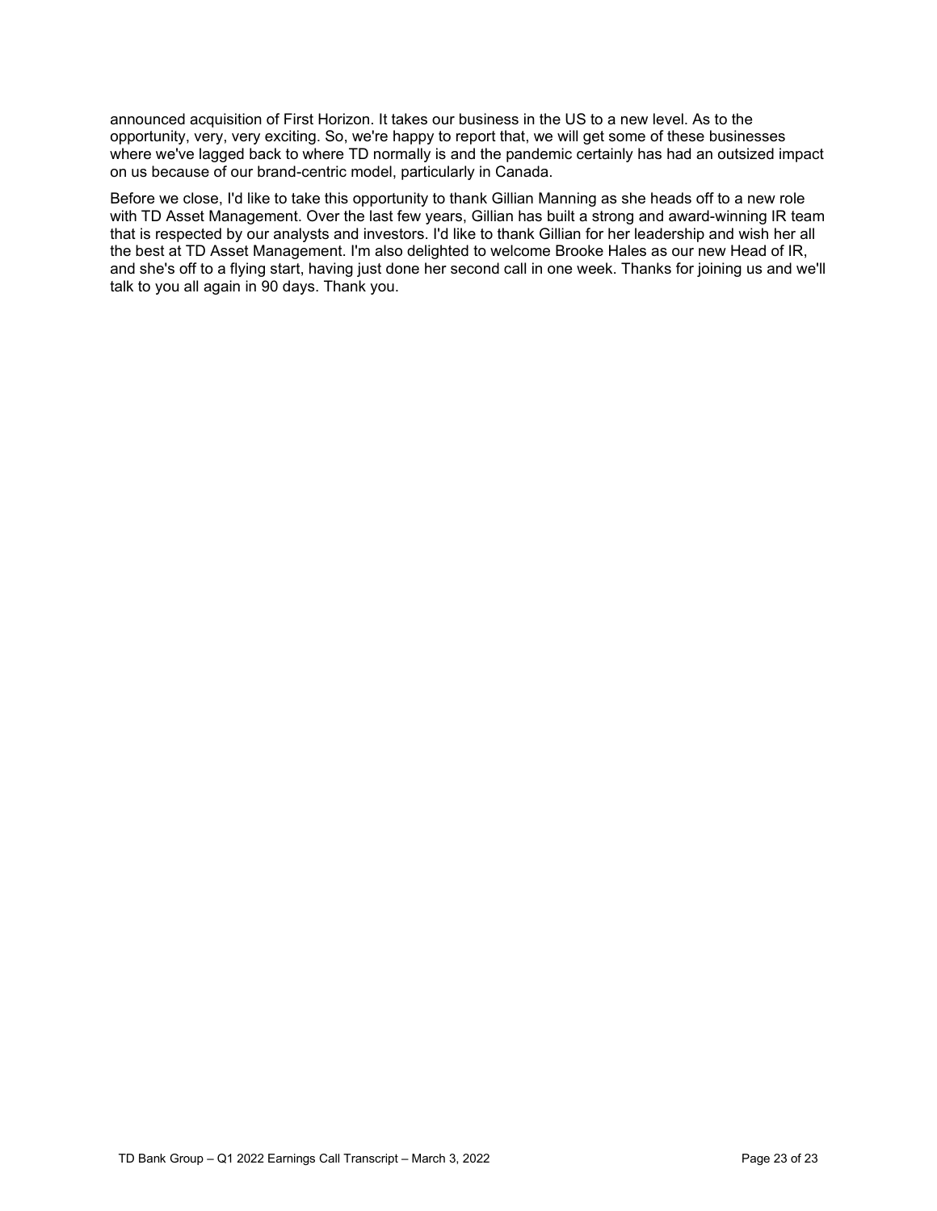announced acquisition of First Horizon. It takes our business in the US to a new level. As to the opportunity, very, very exciting. So, we're happy to report that, we will get some of these businesses where we've lagged back to where TD normally is and the pandemic certainly has had an outsized impact on us because of our brand-centric model, particularly in Canada.

Before we close, I'd like to take this opportunity to thank Gillian Manning as she heads off to a new role with TD Asset Management. Over the last few years, Gillian has built a strong and award-winning IR team that is respected by our analysts and investors. I'd like to thank Gillian for her leadership and wish her all the best at TD Asset Management. I'm also delighted to welcome Brooke Hales as our new Head of IR, and she's off to a flying start, having just done her second call in one week. Thanks for joining us and we'll talk to you all again in 90 days. Thank you.